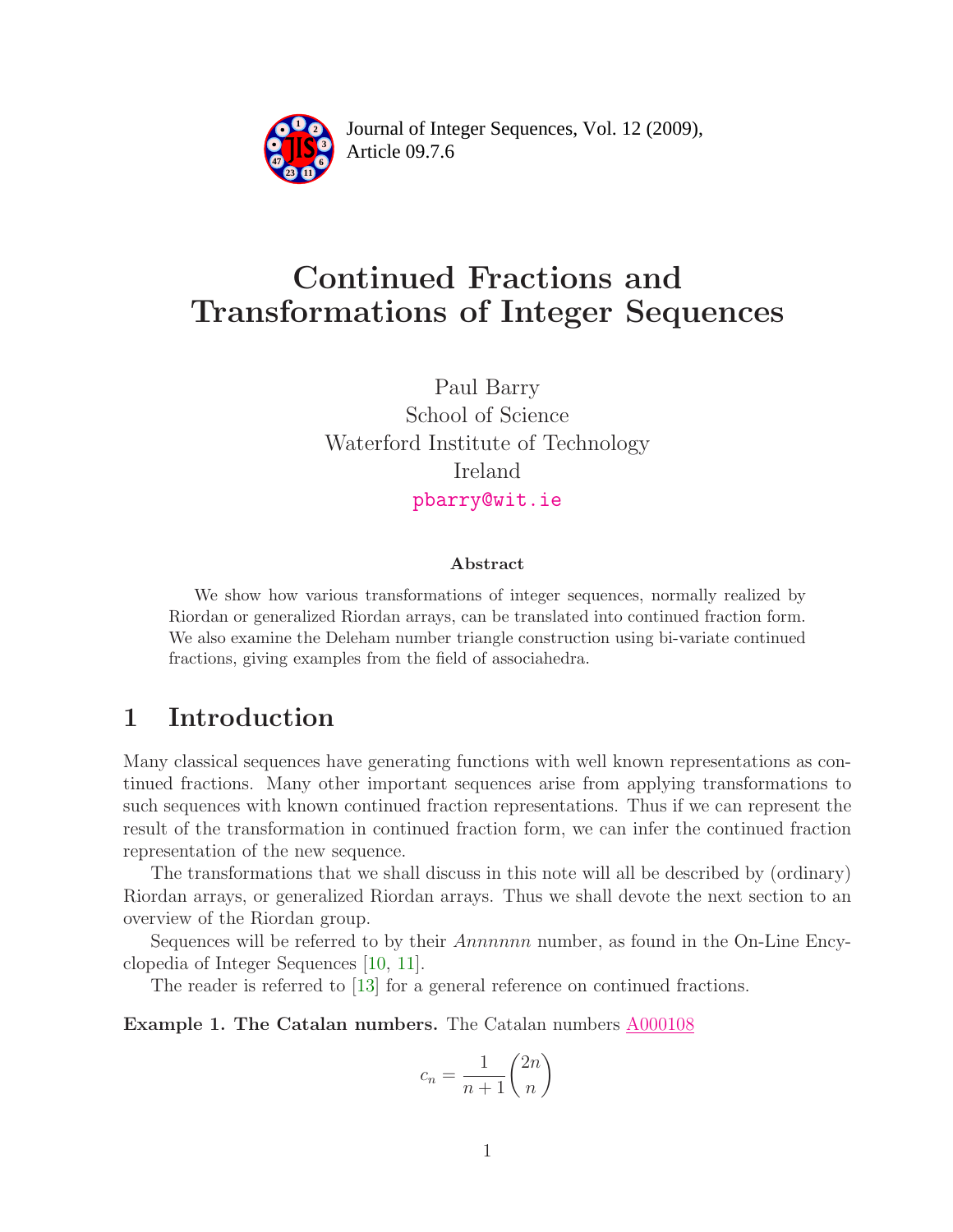Journal of Integer Sequences, Vol. 12 (2009), Article 09.7.6

# Continued Fractions and Transformations of Integer Sequences

Paul Barry
School of Science
Waterford Institute of Technology
Ireland
pbarry@wit.ie

### Abstract

We show how various transformations of integer sequences, normally realized by Riordan or generalized Riordan arrays, can be translated into continued fraction form. We also examine the Deleham number triangle construction using bi-variate continued fractions, giving examples from the field of associahedra.

## 1 Introduction

Many classical sequences have generating functions with well known representations as continued fractions. Many other important sequences arise from applying transformations to such sequences with known continued fraction representations. Thus if we can represent the result of the transformation in continued fraction form, we can infer the continued fraction representation of the new sequence.

The transformations that we shall discuss in this note will all be described by (ordinary) Riordan arrays, or generalized Riordan arrays. Thus we shall devote the next section to an overview of the Riordan group.

Sequences will be referred to by their *Annnnnn* number, as found in the On-Line Encyclopedia of Integer Sequences [10, 11].

The reader is referred to [13] for a general reference on continued fractions.

**Example 1. The Catalan numbers.** The Catalan numbers A000108

$$c_n = \frac{1}{n+1}\binom{2n}{n}$$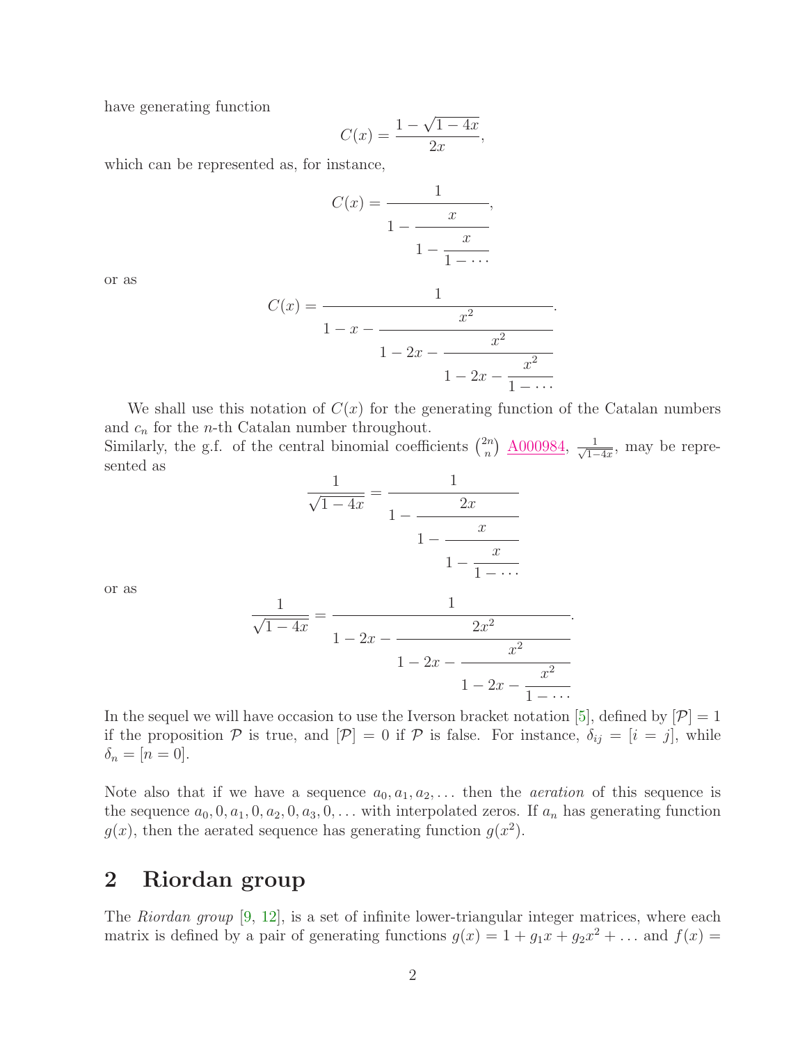have generating function

$$C(x) = \frac{1-\sqrt{1-4x}}{2x},$$

which can be represented as, for instance,

$$C(x) = \cfrac{1}{1-\cfrac{x}{1-\cfrac{x}{1-\cdots}}},$$

or as

$$C(x) = \cfrac{1}{1-x-\cfrac{x^2}{1-2x-\cfrac{x^2}{1-2x-\cfrac{x^2}{1-\cdots}}}}.$$

We shall use this notation of $C(x)$ for the generating function of the Catalan numbers and $c_n$ for the $n$-th Catalan number throughout.
Similarly, the g.f. of the central binomial coefficients $\binom{2n}{n}$ A000984, $\frac{1}{\sqrt{1-4x}}$, may be represented as

$$\frac{1}{\sqrt{1-4x}} = \cfrac{1}{1-\cfrac{2x}{1-\cfrac{x}{1-\cfrac{x}{1-\cdots}}}}$$

or as

$$\frac{1}{\sqrt{1-4x}} = \cfrac{1}{1-2x-\cfrac{2x^2}{1-2x-\cfrac{x^2}{1-2x-\cfrac{x^2}{1-\cdots}}}}.$$

In the sequel we will have occasion to use the Iverson bracket notation [5], defined by $[\mathcal{P}] = 1$ if the proposition $\mathcal{P}$ is true, and $[\mathcal{P}] = 0$ if $\mathcal{P}$ is false. For instance, $\delta_{ij} = [i = j]$, while $\delta_n = [n = 0]$.

Note also that if we have a sequence $a_0, a_1, a_2, \ldots$ then the *aeration* of this sequence is the sequence $a_0, 0, a_1, 0, a_2, 0, a_3, 0, \ldots$ with interpolated zeros. If $a_n$ has generating function $g(x)$, then the aerated sequence has generating function $g(x^2)$.

## 2 Riordan group

The *Riordan group* [9, 12], is a set of infinite lower-triangular integer matrices, where each matrix is defined by a pair of generating functions $g(x) = 1 + g_1x + g_2x^2 + \ldots$ and $f(x) =$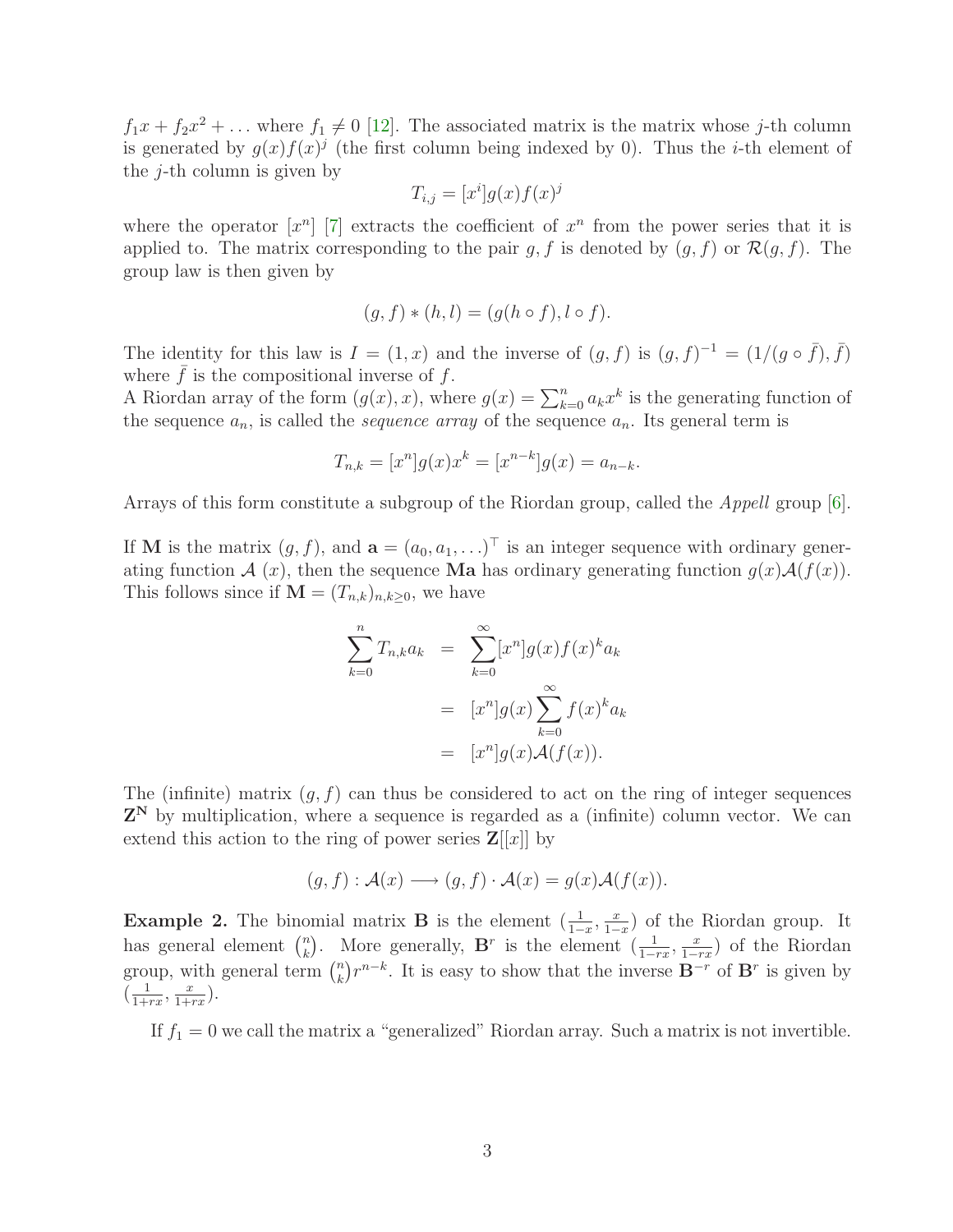$f_1x + f_2x^2 + \ldots$ where $f_1 \neq 0$ [12]. The associated matrix is the matrix whose $j$-th column is generated by $g(x)f(x)^j$ (the first column being indexed by 0). Thus the $i$-th element of the $j$-th column is given by

$$T_{i,j} = [x^i]g(x)f(x)^j$$

where the operator $[x^n]$ [7] extracts the coefficient of $x^n$ from the power series that it is applied to. The matrix corresponding to the pair $g, f$ is denoted by $(g, f)$ or $\mathcal{R}(g, f)$. The group law is then given by

$$(g, f) * (h, l) = (g(h \circ f), l \circ f).$$

The identity for this law is $I = (1, x)$ and the inverse of $(g, f)$ is $(g, f)^{-1} = (1/(g \circ \bar{f}), \bar{f})$ where $\bar{f}$ is the compositional inverse of $f$.

A Riordan array of the form $(g(x), x)$, where $g(x) = \sum_{k=0}^{n} a_k x^k$ is the generating function of the sequence $a_n$, is called the *sequence array* of the sequence $a_n$. Its general term is

$$T_{n,k} = [x^n]g(x)x^k = [x^{n-k}]g(x) = a_{n-k}.$$

Arrays of this form constitute a subgroup of the Riordan group, called the *Appell* group [6].

If $\mathbf{M}$ is the matrix $(g, f)$, and $\mathbf{a} = (a_0, a_1, \ldots)^\top$ is an integer sequence with ordinary generating function $\mathcal{A}(x)$, then the sequence $\mathbf{Ma}$ has ordinary generating function $g(x)\mathcal{A}(f(x))$. This follows since if $\mathbf{M} = (T_{n,k})_{n,k \geq 0}$, we have

$$\begin{aligned}
\sum_{k=0}^{n} T_{n,k} a_k &= \sum_{k=0}^{\infty} [x^n] g(x) f(x)^k a_k \\
&= [x^n] g(x) \sum_{k=0}^{\infty} f(x)^k a_k \\
&= [x^n] g(x) \mathcal{A}(f(x)).
\end{aligned}$$

The (infinite) matrix $(g, f)$ can thus be considered to act on the ring of integer sequences $\mathbf{Z}^{\mathbf{N}}$ by multiplication, where a sequence is regarded as a (infinite) column vector. We can extend this action to the ring of power series $\mathbf{Z}[[x]]$ by

$$(g, f) : \mathcal{A}(x) \longrightarrow (g, f) \cdot \mathcal{A}(x) = g(x)\mathcal{A}(f(x)).$$

**Example 2.** The binomial matrix $\mathbf{B}$ is the element $(\frac{1}{1-x}, \frac{x}{1-x})$ of the Riordan group. It has general element $\binom{n}{k}$. More generally, $\mathbf{B}^r$ is the element $(\frac{1}{1-rx}, \frac{x}{1-rx})$ of the Riordan group, with general term $\binom{n}{k} r^{n-k}$. It is easy to show that the inverse $\mathbf{B}^{-r}$ of $\mathbf{B}^r$ is given by $(\frac{1}{1+rx}, \frac{x}{1+rx})$.

If $f_1 = 0$ we call the matrix a "generalized" Riordan array. Such a matrix is not invertible.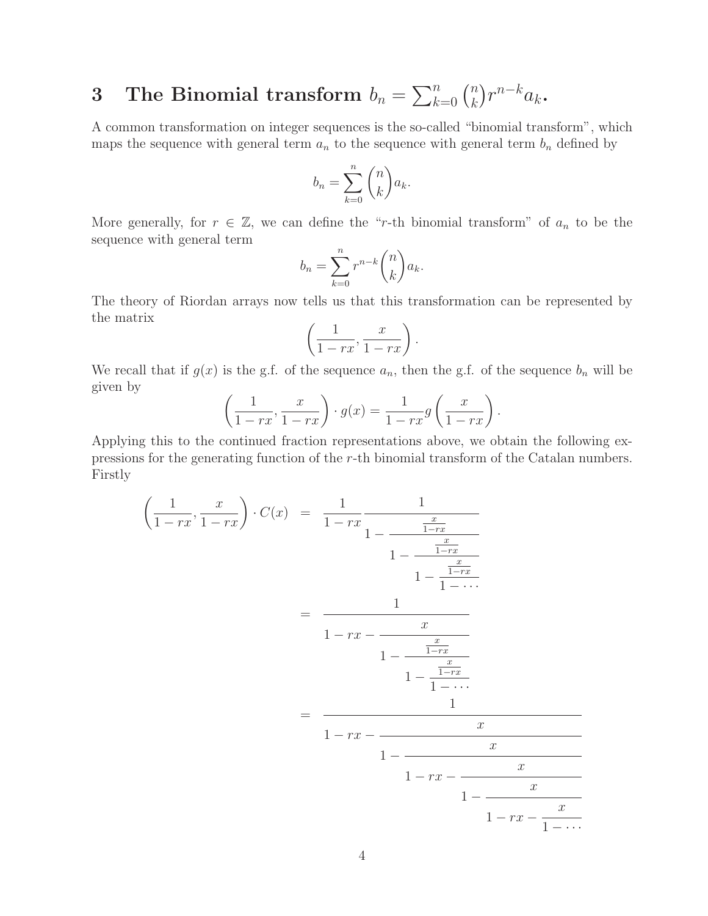## 3 The Binomial transform $b_n = \sum_{k=0}^{n} \binom{n}{k} r^{n-k} a_k$.

A common transformation on integer sequences is the so-called "binomial transform", which maps the sequence with general term $a_n$ to the sequence with general term $b_n$ defined by

$$b_n = \sum_{k=0}^{n} \binom{n}{k} a_k.$$

More generally, for $r \in \mathbb{Z}$, we can define the "$r$-th binomial transform" of $a_n$ to be the sequence with general term

$$b_n = \sum_{k=0}^{n} r^{n-k} \binom{n}{k} a_k.$$

The theory of Riordan arrays now tells us that this transformation can be represented by the matrix

$$\left( \frac{1}{1-rx}, \frac{x}{1-rx} \right).$$

We recall that if $g(x)$ is the g.f. of the sequence $a_n$, then the g.f. of the sequence $b_n$ will be given by

$$\left( \frac{1}{1-rx}, \frac{x}{1-rx} \right) \cdot g(x) = \frac{1}{1-rx} g\left( \frac{x}{1-rx} \right).$$

Applying this to the continued fraction representations above, we obtain the following expressions for the generating function of the $r$-th binomial transform of the Catalan numbers. Firstly

$$\begin{aligned}
\left( \frac{1}{1-rx}, \frac{x}{1-rx} \right) \cdot C(x) &= \frac{1}{1-rx} \cfrac{1}{1-\cfrac{\frac{x}{1-rx}}{1-\cfrac{\frac{x}{1-rx}}{1-\cfrac{\frac{x}{1-rx}}{1-\cdots}}}} \\
&= \cfrac{1}{1-rx-\cfrac{x}{1-\cfrac{\frac{x}{1-rx}}{1-\cfrac{\frac{x}{1-rx}}{1-\cdots}}}} \\
&= \cfrac{1}{1-rx-\cfrac{x}{1-\cfrac{x}{1-rx-\cfrac{x}{1-\cfrac{x}{1-rx-\cfrac{x}{1-\cdots}}}}}}
\end{aligned}$$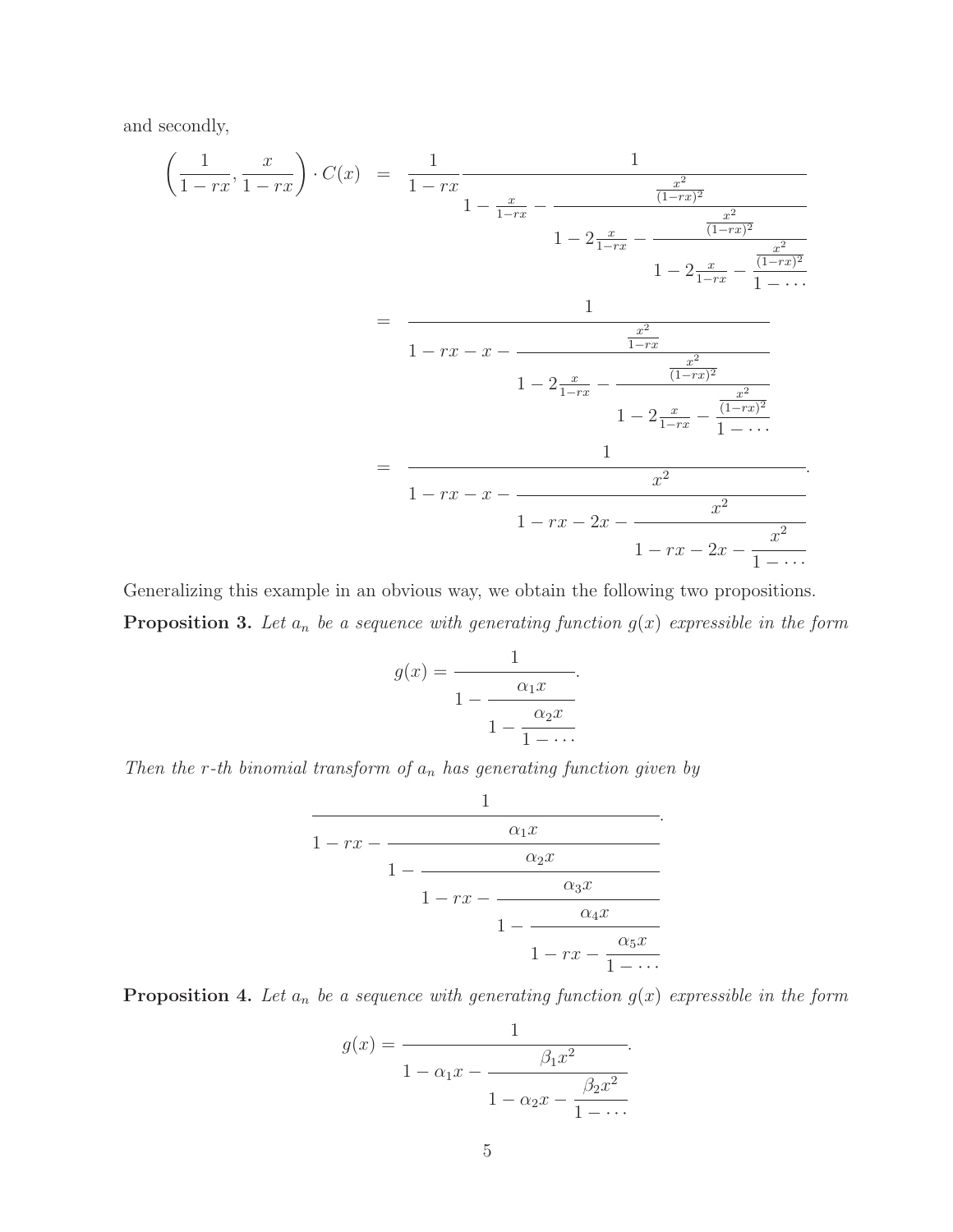and secondly,

$$\begin{aligned}
\left(\frac{1}{1-rx}, \frac{x}{1-rx}\right) \cdot C(x) &= \frac{1}{1-rx} \cfrac{1}{1-\frac{x}{1-rx}-\cfrac{\frac{x^2}{(1-rx)^2}}{1-2\frac{x}{1-rx}-\cfrac{\frac{x^2}{(1-rx)^2}}{1-2\frac{x}{1-rx}-\cfrac{\frac{x^2}{(1-rx)^2}}{1-\cdots}}}} \\
&= \cfrac{1}{1-rx-x-\cfrac{\frac{x^2}{1-rx}}{1-2\frac{x}{1-rx}-\cfrac{\frac{x^2}{(1-rx)^2}}{1-2\frac{x}{1-rx}-\cfrac{\frac{x^2}{(1-rx)^2}}{1-\cdots}}}} \\
&= \cfrac{1}{1-rx-x-\cfrac{x^2}{1-rx-2x-\cfrac{x^2}{1-rx-2x-\cfrac{x^2}{1-\cdots}}}}.
\end{aligned}$$

Generalizing this example in an obvious way, we obtain the following two propositions.

**Proposition 3.** *Let $a_n$ be a sequence with generating function $g(x)$ expressible in the form*

$$g(x) = \cfrac{1}{1-\cfrac{\alpha_1 x}{1-\cfrac{\alpha_2 x}{1-\cdots}}}.$$

*Then the $r$-th binomial transform of $a_n$ has generating function given by*

$$\cfrac{1}{1-rx-\cfrac{\alpha_1 x}{1-\cfrac{\alpha_2 x}{1-rx-\cfrac{\alpha_3 x}{1-\cfrac{\alpha_4 x}{1-rx-\cfrac{\alpha_5 x}{1-\cdots}}}}}}.$$

**Proposition 4.** *Let $a_n$ be a sequence with generating function $g(x)$ expressible in the form*

$$g(x) = \cfrac{1}{1-\alpha_1 x-\cfrac{\beta_1 x^2}{1-\alpha_2 x-\cfrac{\beta_2 x^2}{1-\cdots}}}.$$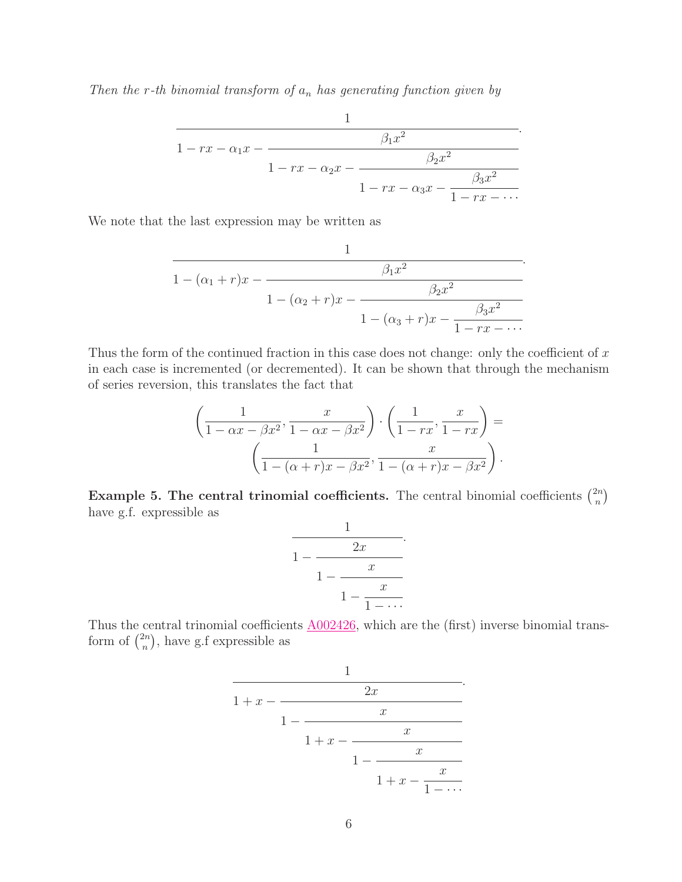*Then the $r$-th binomial transform of $a_n$ has generating function given by*

$$\cfrac{1}{1-rx-\alpha_1 x-\cfrac{\beta_1 x^2}{1-rx-\alpha_2 x-\cfrac{\beta_2 x^2}{1-rx-\alpha_3 x-\cfrac{\beta_3 x^2}{1-rx-\cdots}}}}.$$

We note that the last expression may be written as

$$\cfrac{1}{1-(\alpha_1+r)x-\cfrac{\beta_1 x^2}{1-(\alpha_2+r)x-\cfrac{\beta_2 x^2}{1-(\alpha_3+r)x-\cfrac{\beta_3 x^2}{1-rx-\cdots}}}}.$$

Thus the form of the continued fraction in this case does not change: only the coefficient of $x$ in each case is incremented (or decremented). It can be shown that through the mechanism of series reversion, this translates the fact that

$$\left(\frac{1}{1-\alpha x-\beta x^2}, \frac{x}{1-\alpha x-\beta x^2}\right)\cdot\left(\frac{1}{1-rx}, \frac{x}{1-rx}\right) = \left(\frac{1}{1-(\alpha+r)x-\beta x^2}, \frac{x}{1-(\alpha+r)x-\beta x^2}\right).$$

**Example 5. The central trinomial coefficients.** The central binomial coefficients $\binom{2n}{n}$ have g.f. expressible as

$$\cfrac{1}{1-\cfrac{2x}{1-\cfrac{x}{1-\cfrac{x}{1-\cdots}}}}.$$

Thus the central trinomial coefficients A002426, which are the (first) inverse binomial transform of $\binom{2n}{n}$, have g.f expressible as

$$\cfrac{1}{1+x-\cfrac{2x}{1-\cfrac{x}{1+x-\cfrac{x}{1-\cfrac{x}{1+x-\cfrac{x}{1-\cdots}}}}}}.$$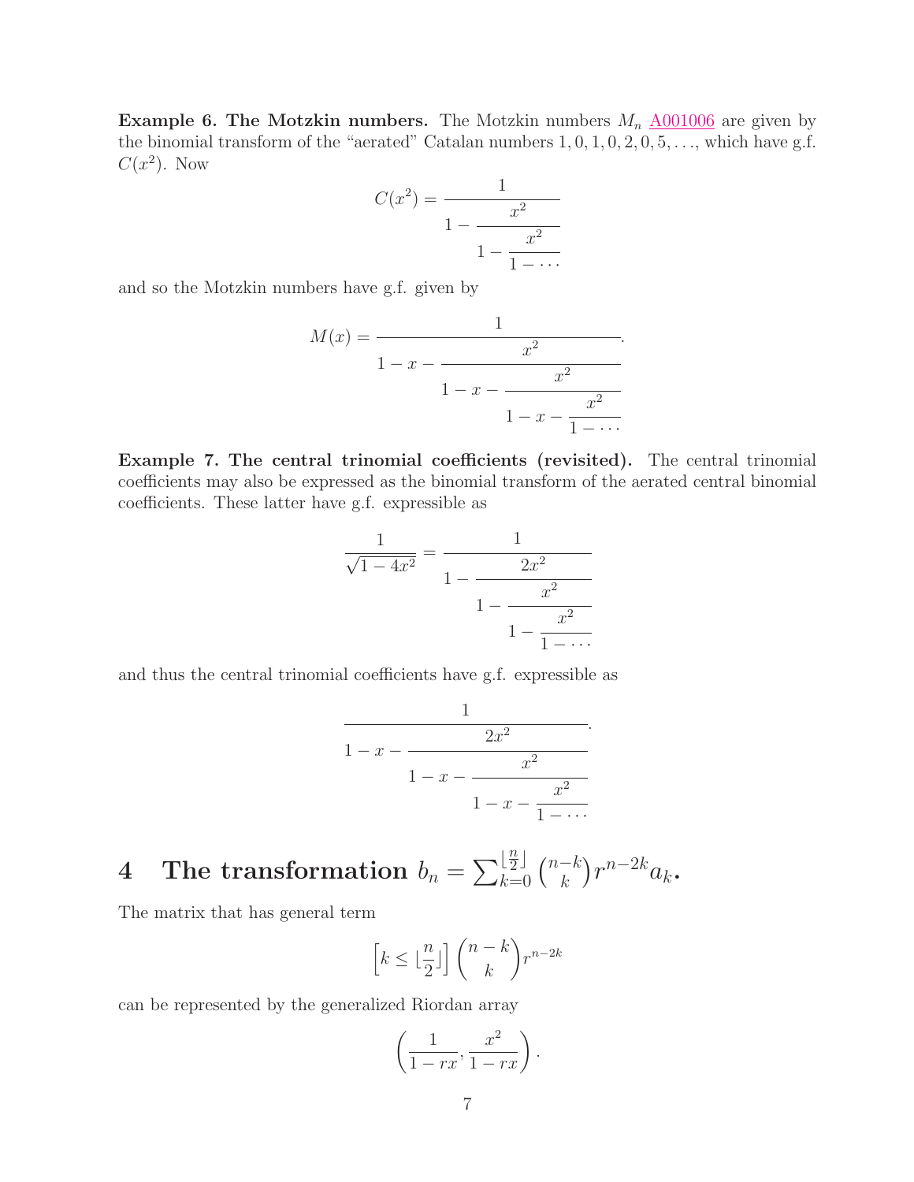**Example 6. The Motzkin numbers.** The Motzkin numbers $M_n$ A001006 are given by the binomial transform of the "aerated" Catalan numbers $1, 0, 1, 0, 2, 0, 5, \ldots$, which have g.f. $C(x^2)$. Now

$$C(x^2) = \cfrac{1}{1 - \cfrac{x^2}{1 - \cfrac{x^2}{1 - \cdots}}}$$

and so the Motzkin numbers have g.f. given by

$$M(x) = \cfrac{1}{1 - x - \cfrac{x^2}{1 - x - \cfrac{x^2}{1 - x - \cfrac{x^2}{1 - \cdots}}}}.$$

**Example 7. The central trinomial coefficients (revisited).** The central trinomial coefficients may also be expressed as the binomial transform of the aerated central binomial coefficients. These latter have g.f. expressible as

$$\frac{1}{\sqrt{1-4x^2}} = \cfrac{1}{1 - \cfrac{2x^2}{1 - \cfrac{x^2}{1 - \cfrac{x^2}{1 - \cdots}}}}$$

and thus the central trinomial coefficients have g.f. expressible as

$$\cfrac{1}{1 - x - \cfrac{2x^2}{1 - x - \cfrac{x^2}{1 - x - \cfrac{x^2}{1 - \cdots}}}}.$$

# 4 The transformation $b_n = \sum_{k=0}^{\lfloor \frac{n}{2} \rfloor} \binom{n-k}{k} r^{n-2k} a_k$.

The matrix that has general term

$$\left[k \le \lfloor \frac{n}{2} \rfloor\right] \binom{n-k}{k} r^{n-2k}$$

can be represented by the generalized Riordan array

$$\left(\frac{1}{1-rx}, \frac{x^2}{1-rx}\right).$$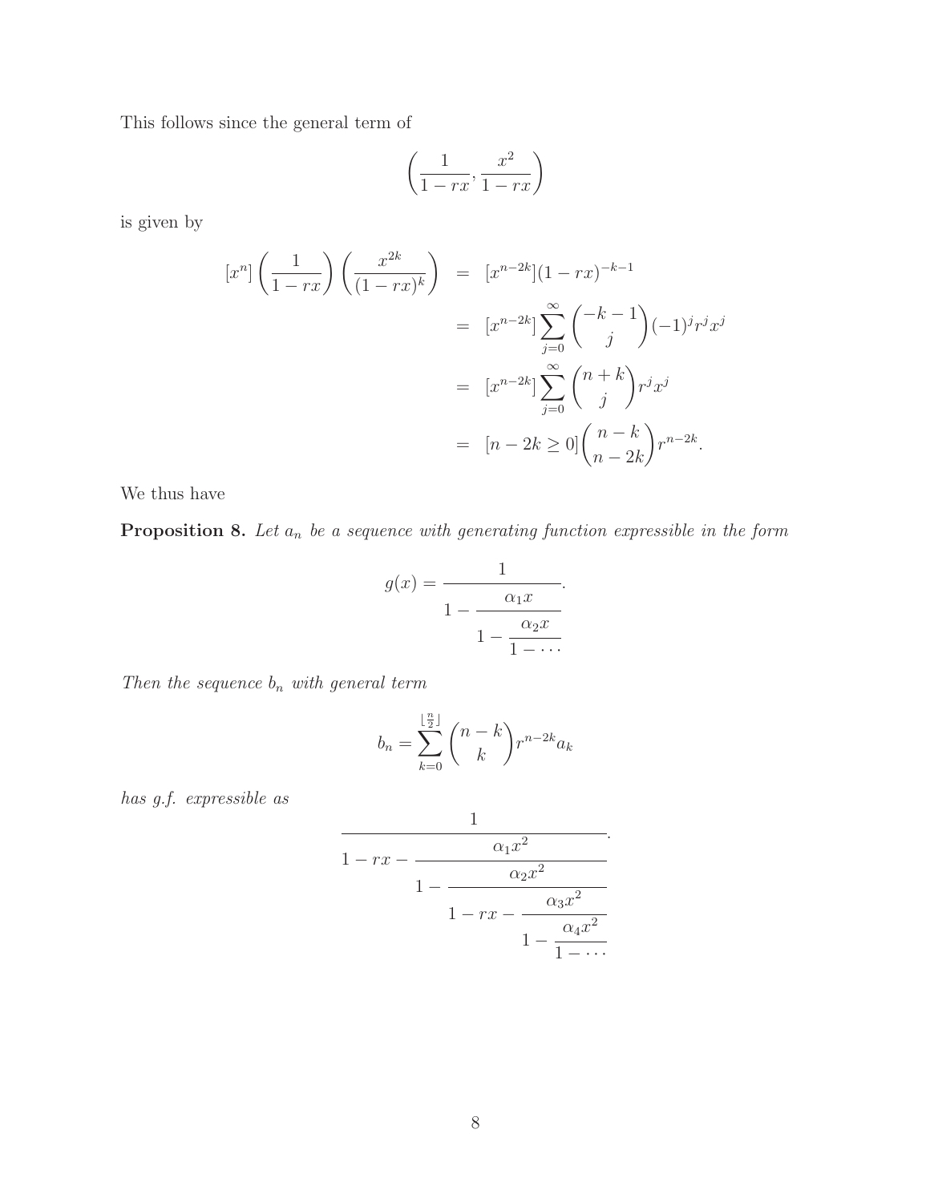This follows since the general term of

$$\left(\frac{1}{1-rx}, \frac{x^2}{1-rx}\right)$$

is given by

$$\begin{aligned}
[x^n]\left(\frac{1}{1-rx}\right)\left(\frac{x^{2k}}{(1-rx)^k}\right) &= [x^{n-2k}](1-rx)^{-k-1} \\
&= [x^{n-2k}]\sum_{j=0}^{\infty}\binom{-k-1}{j}(-1)^j r^j x^j \\
&= [x^{n-2k}]\sum_{j=0}^{\infty}\binom{n+k}{j} r^j x^j \\
&= [n-2k \geq 0]\binom{n-k}{n-2k} r^{n-2k}.
\end{aligned}$$

We thus have

**Proposition 8.** *Let $a_n$ be a sequence with generating function expressible in the form*

$$g(x) = \cfrac{1}{1 - \cfrac{\alpha_1 x}{1 - \cfrac{\alpha_2 x}{1 - \cdots}}}.$$

*Then the sequence $b_n$ with general term*

$$b_n = \sum_{k=0}^{\lfloor \frac{n}{2} \rfloor} \binom{n-k}{k} r^{n-2k} a_k$$

*has g.f. expressible as*

$$\cfrac{1}{1 - rx - \cfrac{\alpha_1 x^2}{1 - \cfrac{\alpha_2 x^2}{1 - rx - \cfrac{\alpha_3 x^2}{1 - \cfrac{\alpha_4 x^2}{1 - \cdots}}}}}.$$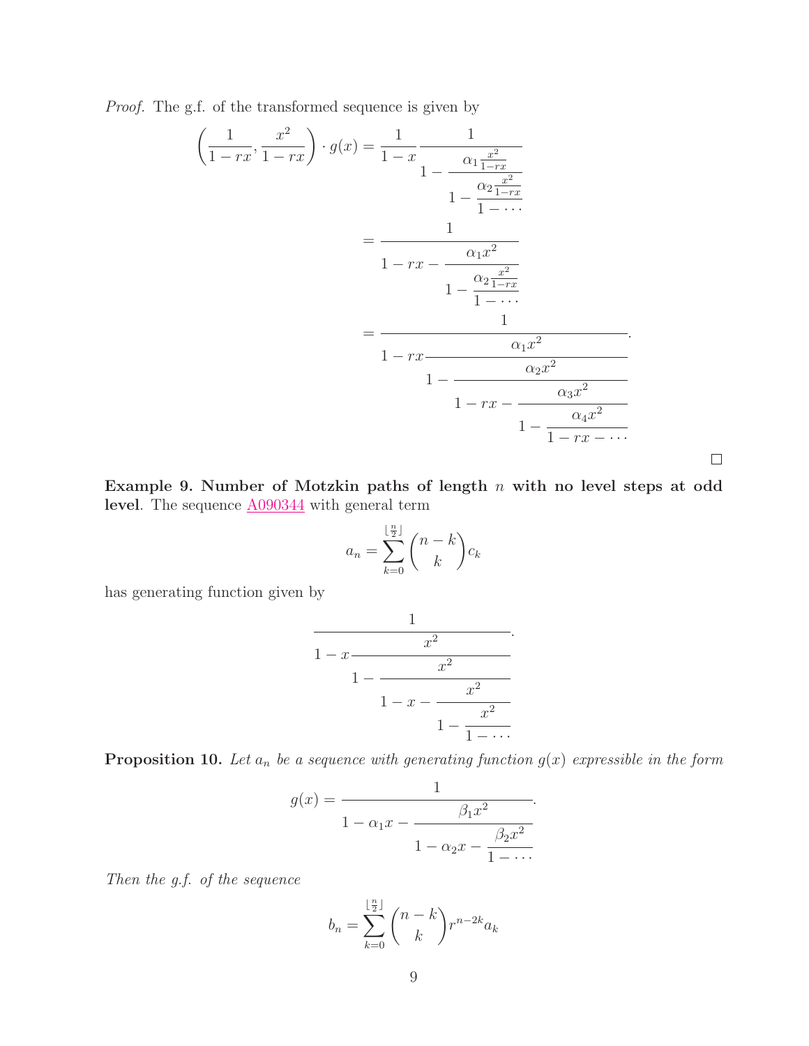*Proof.* The g.f. of the transformed sequence is given by

$$\left(\frac{1}{1-rx}, \frac{x^2}{1-rx}\right) \cdot g(x) = \frac{1}{1-x} \cfrac{1}{1 - \cfrac{\alpha_1 \frac{x^2}{1-rx}}{1 - \cfrac{\alpha_2 \frac{x^2}{1-rx}}{1 - \cdots}}}$$

$$= \cfrac{1}{1 - rx - \cfrac{\alpha_1 x^2}{1 - \cfrac{\alpha_2 \frac{x^2}{1-rx}}{1 - \cdots}}}$$

$$= \cfrac{1}{1 - rx \cfrac{\alpha_1 x^2}{1 - \cfrac{\alpha_2 x^2}{1 - rx - \cfrac{\alpha_3 x^2}{1 - \cfrac{\alpha_4 x^2}{1 - rx - \cdots}}}}}.$$

□

**Example 9. Number of Motzkin paths of length $n$ with no level steps at odd level**. The sequence A090344 with general term

$$a_n = \sum_{k=0}^{\lfloor \frac{n}{2} \rfloor} \binom{n-k}{k} c_k$$

has generating function given by

$$\cfrac{1}{1 - x \cfrac{x^2}{1 - \cfrac{x^2}{1 - x - \cfrac{x^2}{1 - \cfrac{x^2}{1 - \cdots}}}}}.$$

**Proposition 10.** *Let $a_n$ be a sequence with generating function $g(x)$ expressible in the form*

$$g(x) = \cfrac{1}{1 - \alpha_1 x - \cfrac{\beta_1 x^2}{1 - \alpha_2 x - \cfrac{\beta_2 x^2}{1 - \cdots}}}.$$

*Then the g.f. of the sequence*

$$b_n = \sum_{k=0}^{\lfloor \frac{n}{2} \rfloor} \binom{n-k}{k} r^{n-2k} a_k$$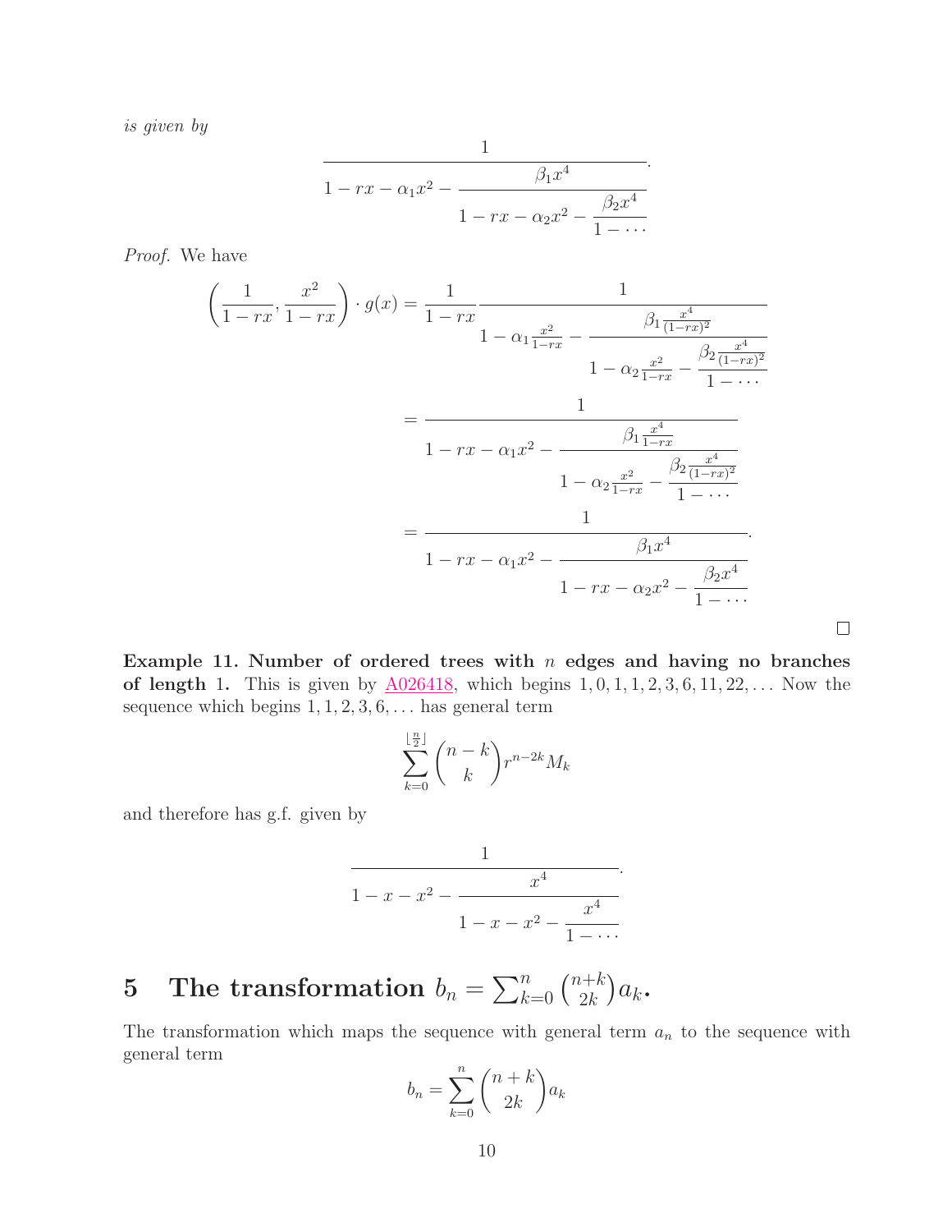*is given by*

$$\cfrac{1}{1-rx-\alpha_1 x^2-\cfrac{\beta_1 x^4}{1-rx-\alpha_2 x^2-\cfrac{\beta_2 x^4}{1-\cdots}}}.$$

*Proof.* We have

$$\begin{aligned}
\left(\frac{1}{1-rx},\frac{x^2}{1-rx}\right)\cdot g(x) &= \frac{1}{1-rx}\cfrac{1}{1-\alpha_1\frac{x^2}{1-rx}-\cfrac{\beta_1\frac{x^4}{(1-rx)^2}}{1-\alpha_2\frac{x^2}{1-rx}-\cfrac{\beta_2\frac{x^4}{(1-rx)^2}}{1-\cdots}}} \\
&= \cfrac{1}{1-rx-\alpha_1 x^2-\cfrac{\beta_1\frac{x^4}{1-rx}}{1-\alpha_2\frac{x^2}{1-rx}-\cfrac{\beta_2\frac{x^4}{(1-rx)^2}}{1-\cdots}}} \\
&= \cfrac{1}{1-rx-\alpha_1 x^2-\cfrac{\beta_1 x^4}{1-rx-\alpha_2 x^2-\cfrac{\beta_2 x^4}{1-\cdots}}}.
\end{aligned}$$

□

**Example 11. Number of ordered trees with $n$ edges and having no branches of length 1.** This is given by A026418, which begins $1, 0, 1, 1, 2, 3, 6, 11, 22, \ldots$ Now the sequence which begins $1, 1, 2, 3, 6, \ldots$ has general term

$$\sum_{k=0}^{\lfloor \frac{n}{2} \rfloor}\binom{n-k}{k}r^{n-2k}M_k$$

and therefore has g.f. given by

$$\cfrac{1}{1-x-x^2-\cfrac{x^4}{1-x-x^2-\cfrac{x^4}{1-\cdots}}}.$$

## 5 The transformation $b_n = \sum_{k=0}^{n}\binom{n+k}{2k}a_k$.

The transformation which maps the sequence with general term $a_n$ to the sequence with general term

$$b_n = \sum_{k=0}^{n}\binom{n+k}{2k}a_k$$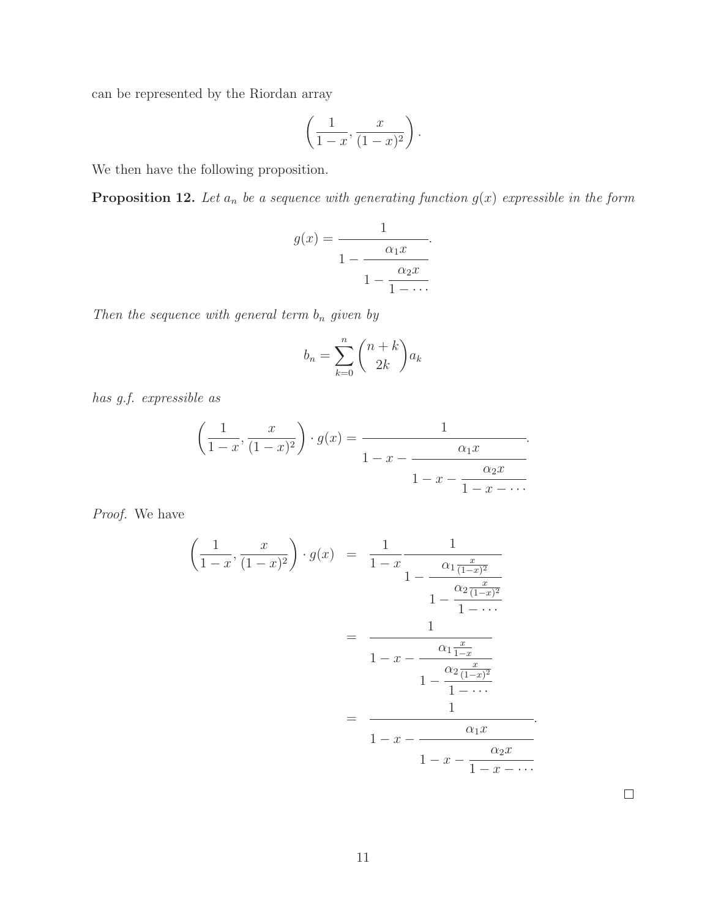can be represented by the Riordan array

$$\left(\frac{1}{1-x}, \frac{x}{(1-x)^2}\right).$$

We then have the following proposition.

**Proposition 12.** *Let $a_n$ be a sequence with generating function $g(x)$ expressible in the form*

$$g(x) = \cfrac{1}{1 - \cfrac{\alpha_1 x}{1 - \cfrac{\alpha_2 x}{1 - \cdots}}}.$$

*Then the sequence with general term $b_n$ given by*

$$b_n = \sum_{k=0}^{n} \binom{n+k}{2k} a_k$$

*has g.f. expressible as*

$$\left(\frac{1}{1-x}, \frac{x}{(1-x)^2}\right) \cdot g(x) = \cfrac{1}{1 - x - \cfrac{\alpha_1 x}{1 - x - \cfrac{\alpha_2 x}{1 - x - \cdots}}}.$$

*Proof.* We have

$$\begin{aligned}
\left(\frac{1}{1-x}, \frac{x}{(1-x)^2}\right) \cdot g(x) &= \frac{1}{1-x} \cfrac{1}{1 - \cfrac{\alpha_1 \frac{x}{(1-x)^2}}{1 - \cfrac{\alpha_2 \frac{x}{(1-x)^2}}{1 - \cdots}}} \\
&= \cfrac{1}{1 - x - \cfrac{\alpha_1 \frac{x}{1-x}}{1 - \cfrac{\alpha_2 \frac{x}{(1-x)^2}}{1 - \cdots}}} \\
&= \cfrac{1}{1 - x - \cfrac{\alpha_1 x}{1 - x - \cfrac{\alpha_2 x}{1 - x - \cdots}}}.
\end{aligned}$$

□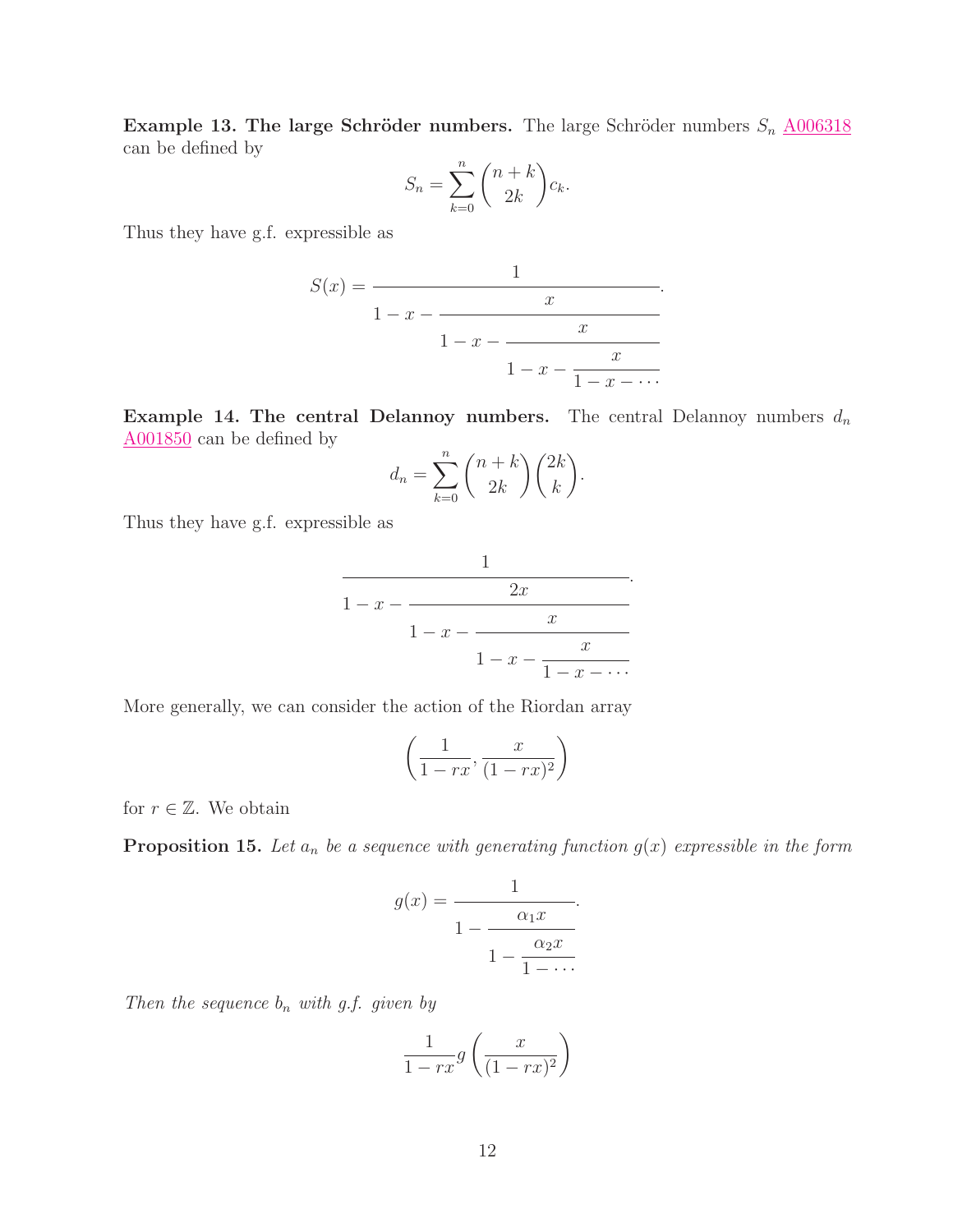**Example 13. The large Schröder numbers.** The large Schröder numbers $S_n$ A006318 can be defined by

$$S_n = \sum_{k=0}^{n} \binom{n+k}{2k} c_k.$$

Thus they have g.f. expressible as

$$S(x) = \cfrac{1}{1-x-\cfrac{x}{1-x-\cfrac{x}{1-x-\cfrac{x}{1-x-\cdots}}}}.$$

**Example 14. The central Delannoy numbers.** The central Delannoy numbers $d_n$ A001850 can be defined by

$$d_n = \sum_{k=0}^{n} \binom{n+k}{2k} \binom{2k}{k}.$$

Thus they have g.f. expressible as

$$\cfrac{1}{1-x-\cfrac{2x}{1-x-\cfrac{x}{1-x-\cfrac{x}{1-x-\cdots}}}}.$$

More generally, we can consider the action of the Riordan array

$$\left( \frac{1}{1-rx}, \frac{x}{(1-rx)^2} \right)$$

for $r \in \mathbb{Z}$. We obtain

**Proposition 15.** *Let $a_n$ be a sequence with generating function $g(x)$ expressible in the form*

$$g(x) = \cfrac{1}{1-\cfrac{\alpha_1 x}{1-\cfrac{\alpha_2 x}{1-\cdots}}}.$$

*Then the sequence $b_n$ with g.f. given by*

$$\frac{1}{1-rx} g\left( \frac{x}{(1-rx)^2} \right)$$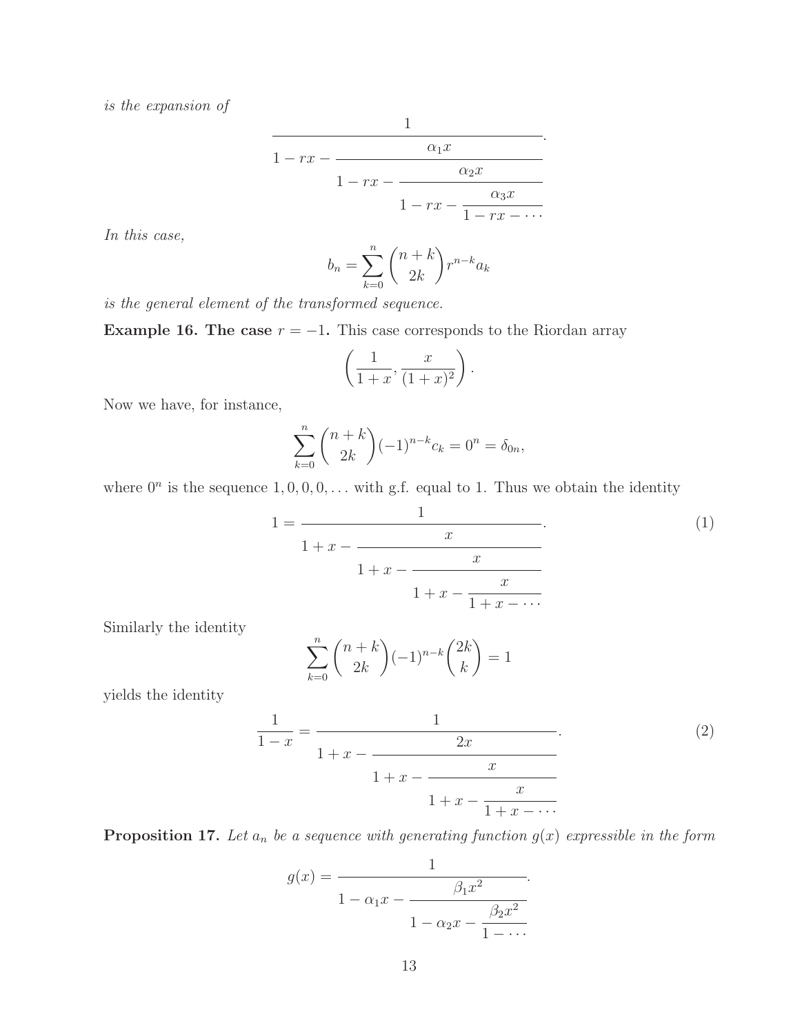*is the expansion of*

$$\cfrac{1}{1-rx-\cfrac{\alpha_1 x}{1-rx-\cfrac{\alpha_2 x}{1-rx-\cfrac{\alpha_3 x}{1-rx-\cdots}}}}.$$

*In this case,*

$$b_n = \sum_{k=0}^{n} \binom{n+k}{2k} r^{n-k} a_k$$

*is the general element of the transformed sequence.*

**Example 16. The case $r=-1$.** This case corresponds to the Riordan array

$$\left(\frac{1}{1+x}, \frac{x}{(1+x)^2}\right).$$

Now we have, for instance,

$$\sum_{k=0}^{n} \binom{n+k}{2k} (-1)^{n-k} c_k = 0^n = \delta_{0n},$$

where $0^n$ is the sequence $1, 0, 0, 0, \ldots$ with g.f. equal to 1. Thus we obtain the identity

$$1 = \cfrac{1}{1+x-\cfrac{x}{1+x-\cfrac{x}{1+x-\cfrac{x}{1+x-\cdots}}}}. \tag{1}$$

Similarly the identity

$$\sum_{k=0}^{n} \binom{n+k}{2k} (-1)^{n-k} \binom{2k}{k} = 1$$

yields the identity

$$\frac{1}{1-x} = \cfrac{1}{1+x-\cfrac{2x}{1+x-\cfrac{x}{1+x-\cfrac{x}{1+x-\cdots}}}}. \tag{2}$$

**Proposition 17.** *Let $a_n$ be a sequence with generating function $g(x)$ expressible in the form*

$$g(x) = \cfrac{1}{1-\alpha_1 x-\cfrac{\beta_1 x^2}{1-\alpha_2 x-\cfrac{\beta_2 x^2}{1-\cdots}}}.$$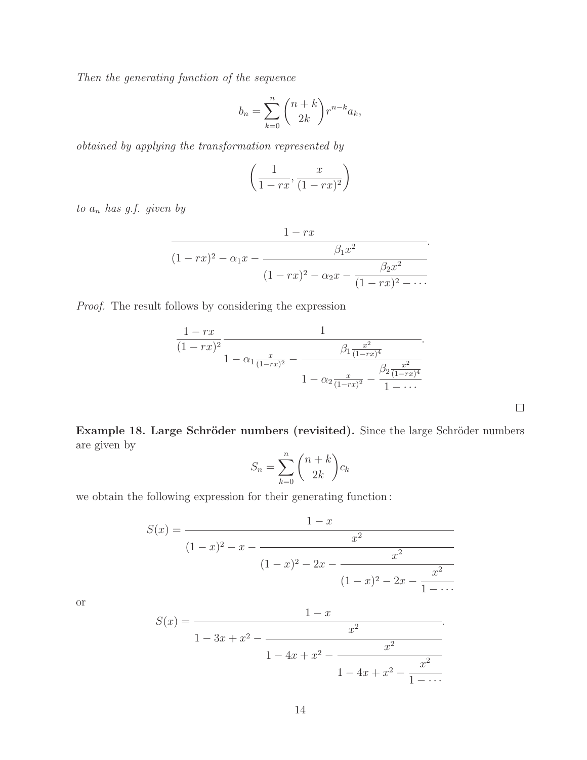*Then the generating function of the sequence*

$$b_n = \sum_{k=0}^{n} \binom{n+k}{2k} r^{n-k} a_k,$$

*obtained by applying the transformation represented by*

$$\left( \frac{1}{1-rx}, \frac{x}{(1-rx)^2} \right)$$

*to $a_n$ has g.f. given by*

$$\cfrac{1-rx}{(1-rx)^2 - \alpha_1 x - \cfrac{\beta_1 x^2}{(1-rx)^2 - \alpha_2 x - \cfrac{\beta_2 x^2}{(1-rx)^2 - \cdots}}}.$$

*Proof.* The result follows by considering the expression

$$\frac{1-rx}{(1-rx)^2} \cfrac{1}{1 - \alpha_1 \frac{x}{(1-rx)^2} - \cfrac{\beta_1 \frac{x^2}{(1-rx)^4}}{1 - \alpha_2 \frac{x}{(1-rx)^2} - \cfrac{\beta_2 \frac{x^2}{(1-rx)^4}}{1 - \cdots}}}.$$

□

**Example 18. Large Schröder numbers (revisited).** Since the large Schröder numbers are given by

$$S_n = \sum_{k=0}^{n} \binom{n+k}{2k} c_k$$

we obtain the following expression for their generating function :

$$S(x) = \cfrac{1-x}{(1-x)^2 - x - \cfrac{x^2}{(1-x)^2 - 2x - \cfrac{x^2}{(1-x)^2 - 2x - \cfrac{x^2}{1 - \cdots}}}}$$

or

$$S(x) = \cfrac{1-x}{1 - 3x + x^2 - \cfrac{x^2}{1 - 4x + x^2 - \cfrac{x^2}{1 - 4x + x^2 - \cfrac{x^2}{1 - \cdots}}}}.$$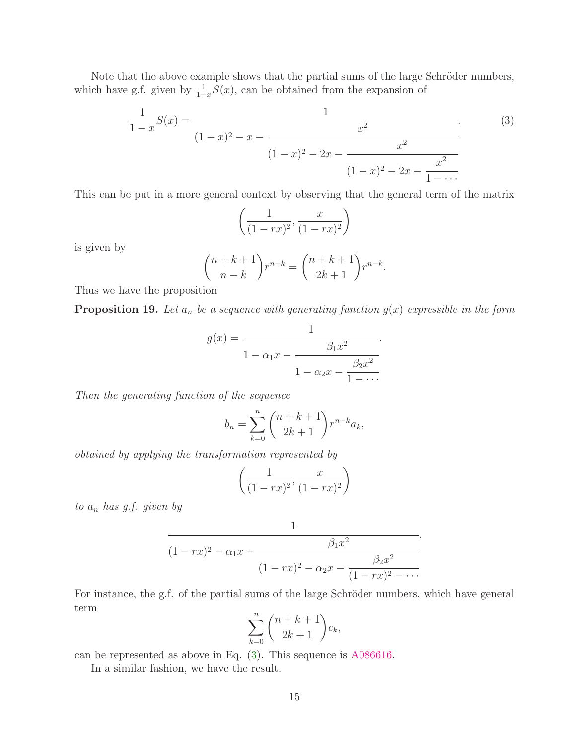Note that the above example shows that the partial sums of the large Schröder numbers, which have g.f. given by $\frac{1}{1-x}S(x)$, can be obtained from the expansion of

$$\frac{1}{1-x}S(x) = \cfrac{1}{(1-x)^2 - x - \cfrac{x^2}{(1-x)^2 - 2x - \cfrac{x^2}{(1-x)^2 - 2x - \cfrac{x^2}{1-\cdots}}}}. \tag{3}$$

This can be put in a more general context by observing that the general term of the matrix

$$\left(\frac{1}{(1-rx)^2}, \frac{x}{(1-rx)^2}\right)$$

is given by

$$\binom{n+k+1}{n-k} r^{n-k} = \binom{n+k+1}{2k+1} r^{n-k}.$$

Thus we have the proposition

**Proposition 19.** *Let $a_n$ be a sequence with generating function $g(x)$ expressible in the form*

$$g(x) = \cfrac{1}{1 - \alpha_1 x - \cfrac{\beta_1 x^2}{1 - \alpha_2 x - \cfrac{\beta_2 x^2}{1-\cdots}}}.$$

*Then the generating function of the sequence*

$$b_n = \sum_{k=0}^{n} \binom{n+k+1}{2k+1} r^{n-k} a_k,$$

*obtained by applying the transformation represented by*

$$\left(\frac{1}{(1-rx)^2}, \frac{x}{(1-rx)^2}\right)$$

*to $a_n$ has g.f. given by*

$$\cfrac{1}{(1-rx)^2 - \alpha_1 x - \cfrac{\beta_1 x^2}{(1-rx)^2 - \alpha_2 x - \cfrac{\beta_2 x^2}{(1-rx)^2 - \cdots}}}.$$

For instance, the g.f. of the partial sums of the large Schröder numbers, which have general term

$$\sum_{k=0}^{n} \binom{n+k+1}{2k+1} c_k,$$

can be represented as above in Eq. (3). This sequence is A086616.

In a similar fashion, we have the result.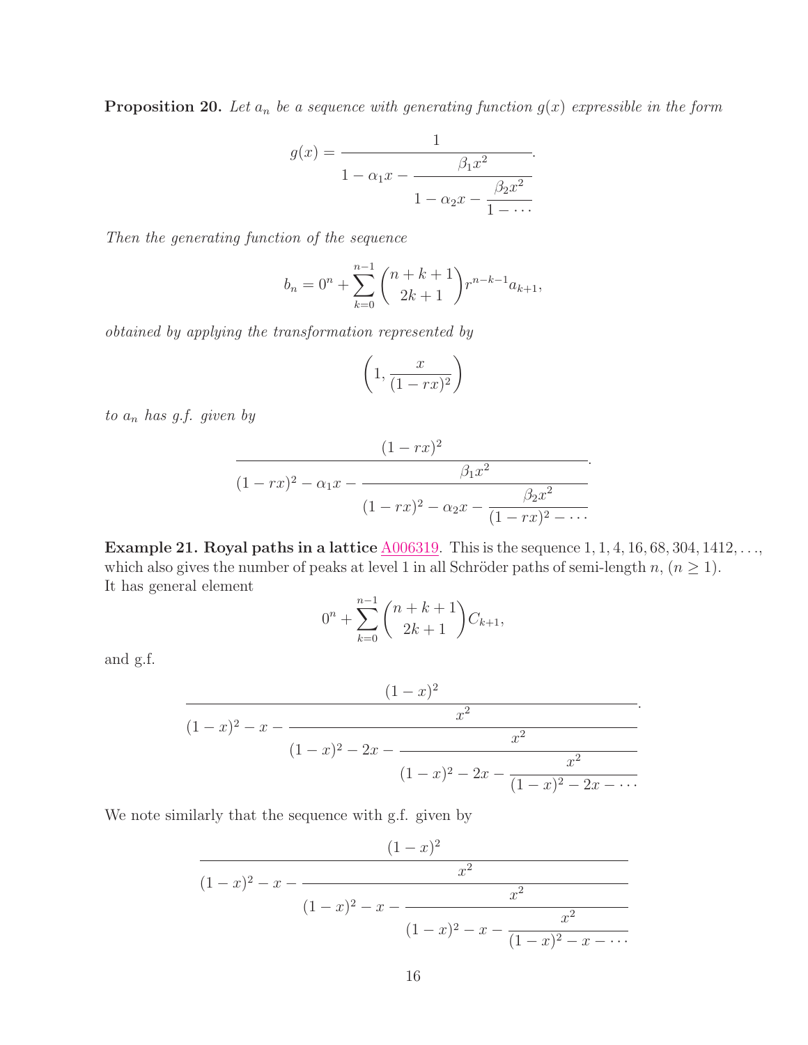**Proposition 20.** *Let $a_n$ be a sequence with generating function $g(x)$ expressible in the form*

$$g(x) = \cfrac{1}{1 - \alpha_1 x - \cfrac{\beta_1 x^2}{1 - \alpha_2 x - \cfrac{\beta_2 x^2}{1 - \cdots}}}.$$

*Then the generating function of the sequence*

$$b_n = 0^n + \sum_{k=0}^{n-1} \binom{n+k+1}{2k+1} r^{n-k-1} a_{k+1},$$

*obtained by applying the transformation represented by*

$$\left(1, \frac{x}{(1-rx)^2}\right)$$

*to $a_n$ has g.f. given by*

$$\cfrac{(1-rx)^2}{(1-rx)^2 - \alpha_1 x - \cfrac{\beta_1 x^2}{(1-rx)^2 - \alpha_2 x - \cfrac{\beta_2 x^2}{(1-rx)^2 - \cdots}}}.$$

**Example 21. Royal paths in a lattice** A006319. This is the sequence $1, 1, 4, 16, 68, 304, 1412, \ldots$, which also gives the number of peaks at level 1 in all Schröder paths of semi-length $n$, ($n \geq 1$). It has general element

$$0^n + \sum_{k=0}^{n-1} \binom{n+k+1}{2k+1} C_{k+1},$$

and g.f.

$$\cfrac{(1-x)^2}{(1-x)^2 - x - \cfrac{x^2}{(1-x)^2 - 2x - \cfrac{x^2}{(1-x)^2 - 2x - \cfrac{x^2}{(1-x)^2 - 2x - \cdots}}}}.$$

We note similarly that the sequence with g.f. given by

$$\cfrac{(1-x)^2}{(1-x)^2 - x - \cfrac{x^2}{(1-x)^2 - x - \cfrac{x^2}{(1-x)^2 - x - \cfrac{x^2}{(1-x)^2 - x - \cdots}}}}$$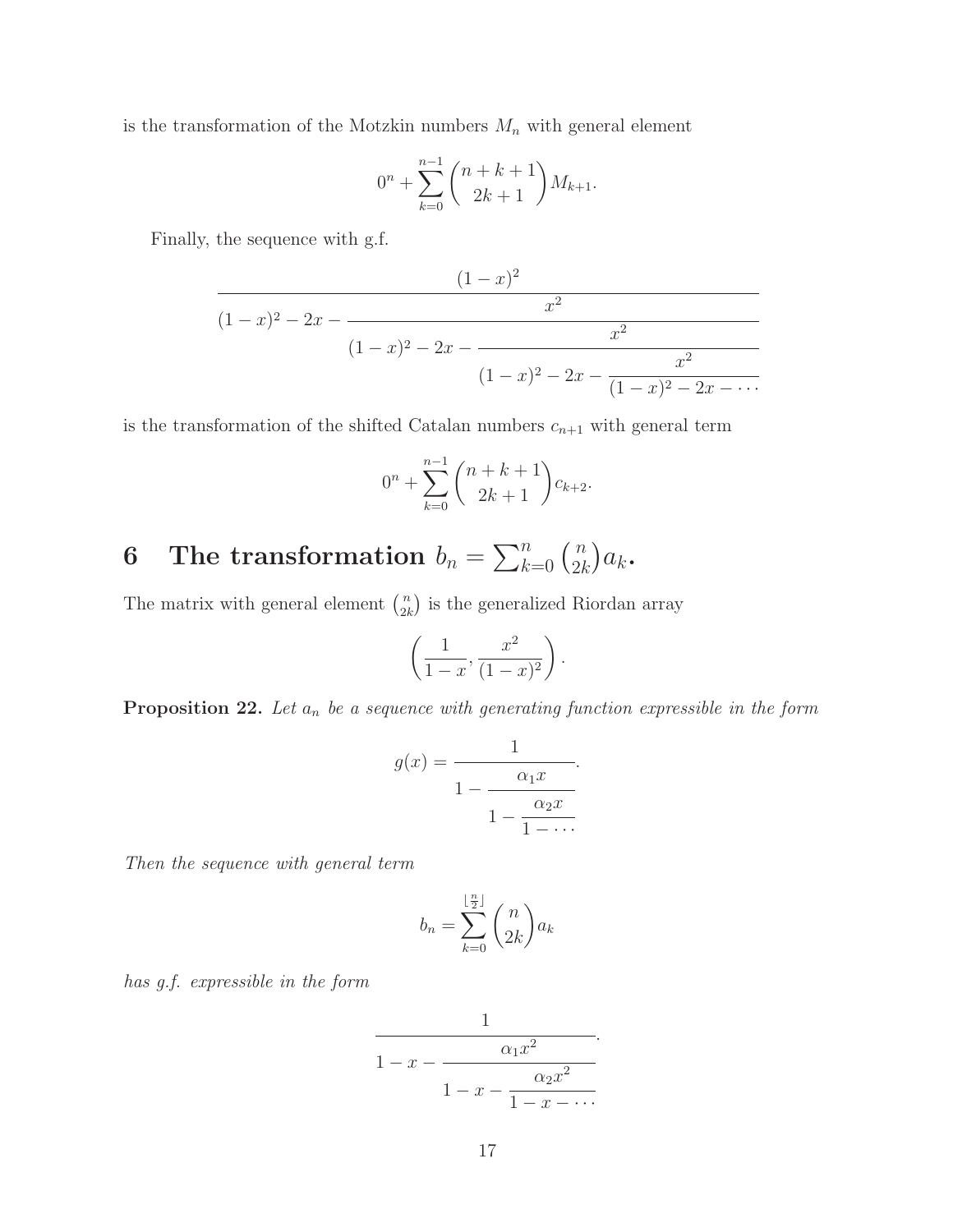is the transformation of the Motzkin numbers $M_n$ with general element

$$0^n + \sum_{k=0}^{n-1} \binom{n+k+1}{2k+1} M_{k+1}.$$

Finally, the sequence with g.f.

$$\cfrac{(1-x)^2}{(1-x)^2 - 2x - \cfrac{x^2}{(1-x)^2 - 2x - \cfrac{x^2}{(1-x)^2 - 2x - \cfrac{x^2}{(1-x)^2 - 2x - \cdots}}}}$$

is the transformation of the shifted Catalan numbers $c_{n+1}$ with general term

$$0^n + \sum_{k=0}^{n-1} \binom{n+k+1}{2k+1} c_{k+2}.$$

## 6 The transformation $b_n = \sum_{k=0}^{n} \binom{n}{2k} a_k$.

The matrix with general element $\binom{n}{2k}$ is the generalized Riordan array

$$\left( \frac{1}{1-x}, \frac{x^2}{(1-x)^2} \right).$$

**Proposition 22.** *Let $a_n$ be a sequence with generating function expressible in the form*

$$g(x) = \cfrac{1}{1 - \cfrac{\alpha_1 x}{1 - \cfrac{\alpha_2 x}{1 - \cdots}}}.$$

*Then the sequence with general term*

$$b_n = \sum_{k=0}^{\lfloor \frac{n}{2} \rfloor} \binom{n}{2k} a_k$$

*has g.f. expressible in the form*

$$\cfrac{1}{1 - x - \cfrac{\alpha_1 x^2}{1 - x - \cfrac{\alpha_2 x^2}{1 - x - \cdots}}}.$$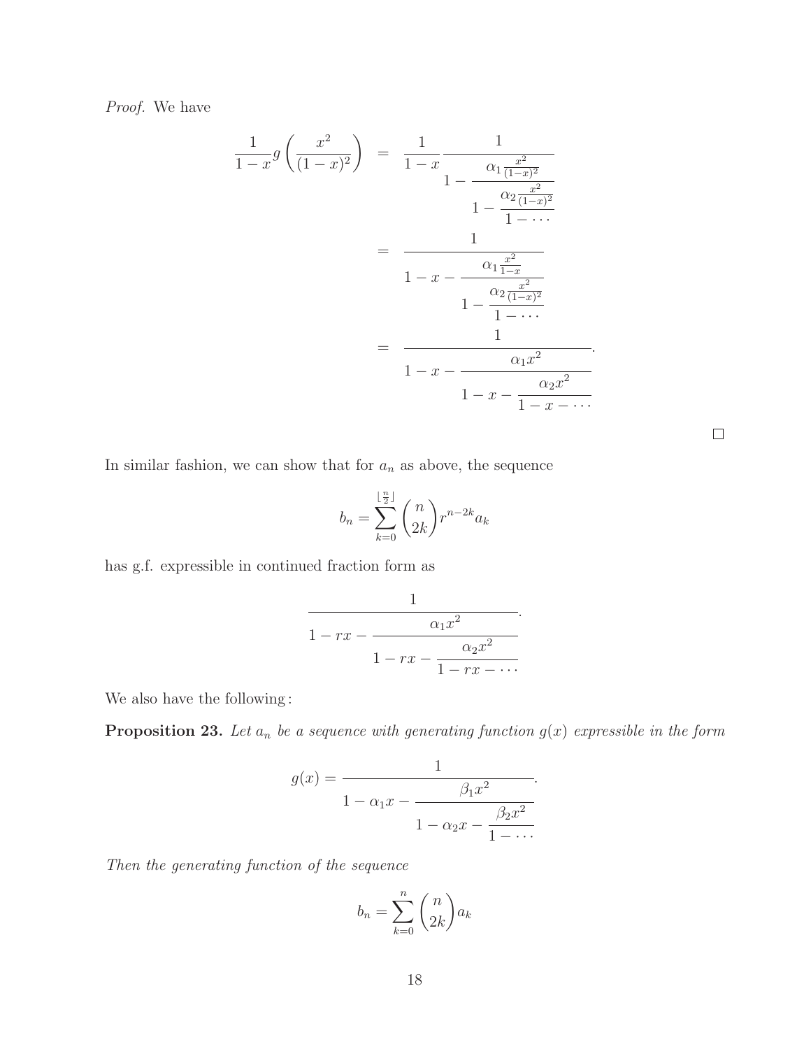*Proof.* We have

$$
\begin{aligned}
\frac{1}{1-x} g\left(\frac{x^2}{(1-x)^2}\right) &= \frac{1}{1-x} \cfrac{1}{1-\cfrac{\alpha_1 \frac{x^2}{(1-x)^2}}{1-\cfrac{\alpha_2 \frac{x^2}{(1-x)^2}}{1-\cdots}}} \\
&= \cfrac{1}{1-x-\cfrac{\alpha_1 \frac{x^2}{1-x}}{1-\cfrac{\alpha_2 \frac{x^2}{(1-x)^2}}{1-\cdots}}} \\
&= \cfrac{1}{1-x-\cfrac{\alpha_1 x^2}{1-x-\cfrac{\alpha_2 x^2}{1-x-\cdots}}}.
\end{aligned}
$$

□

In similar fashion, we can show that for $a_n$ as above, the sequence

$$
b_n = \sum_{k=0}^{\lfloor \frac{n}{2} \rfloor} \binom{n}{2k} r^{n-2k} a_k
$$

has g.f. expressible in continued fraction form as

$$
\cfrac{1}{1-rx-\cfrac{\alpha_1 x^2}{1-rx-\cfrac{\alpha_2 x^2}{1-rx-\cdots}}}.
$$

We also have the following:

**Proposition 23.** *Let $a_n$ be a sequence with generating function $g(x)$ expressible in the form*

$$
g(x) = \cfrac{1}{1-\alpha_1 x-\cfrac{\beta_1 x^2}{1-\alpha_2 x-\cfrac{\beta_2 x^2}{1-\cdots}}}.
$$

*Then the generating function of the sequence*

$$
b_n = \sum_{k=0}^{n} \binom{n}{2k} a_k
$$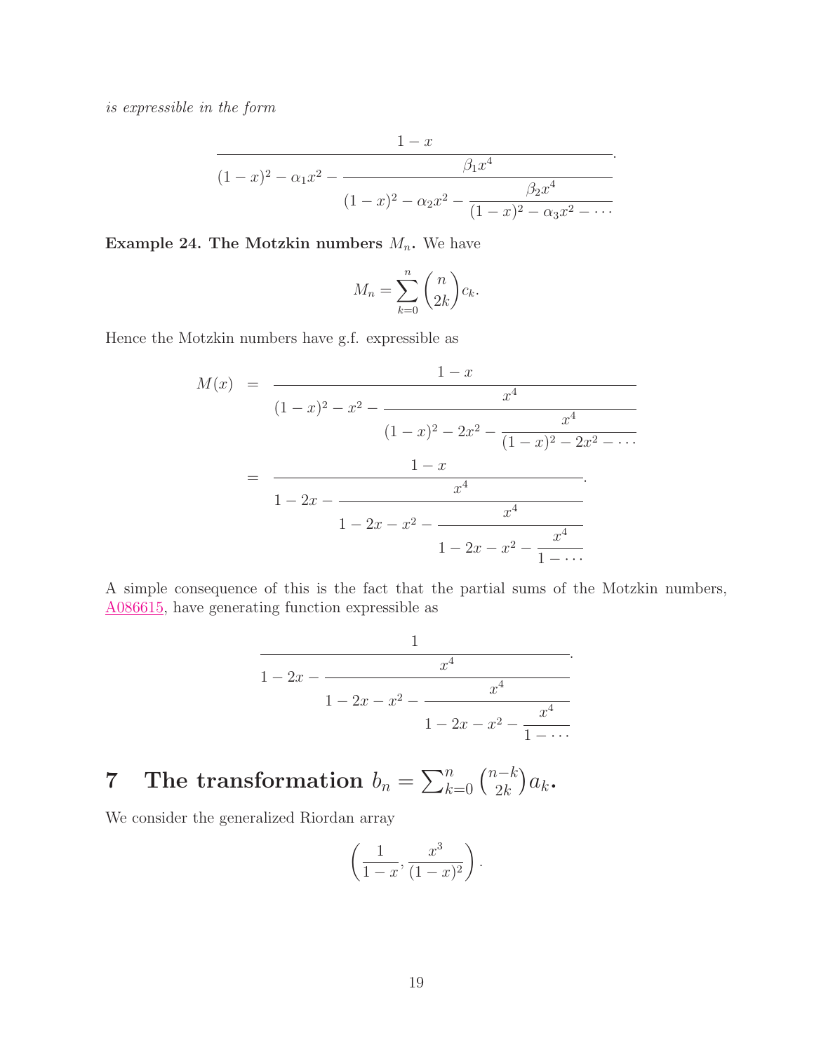*is expressible in the form*

$$\cfrac{1-x}{(1-x)^2-\alpha_1 x^2-\cfrac{\beta_1 x^4}{(1-x)^2-\alpha_2 x^2-\cfrac{\beta_2 x^4}{(1-x)^2-\alpha_3 x^2-\cdots}}}.$$

**Example 24. The Motzkin numbers $M_n$.** We have

$$M_n=\sum_{k=0}^{n}\binom{n}{2k}c_k.$$

Hence the Motzkin numbers have g.f. expressible as

$$\begin{aligned}
M(x) &= \cfrac{1-x}{(1-x)^2-x^2-\cfrac{x^4}{(1-x)^2-2x^2-\cfrac{x^4}{(1-x)^2-2x^2-\cdots}}}\\
&= \cfrac{1-x}{1-2x-\cfrac{x^4}{1-2x-x^2-\cfrac{x^4}{1-2x-x^2-\cfrac{x^4}{1-\cdots}}}}.
\end{aligned}$$

A simple consequence of this is the fact that the partial sums of the Motzkin numbers, A086615, have generating function expressible as

$$\cfrac{1}{1-2x-\cfrac{x^4}{1-2x-x^2-\cfrac{x^4}{1-2x-x^2-\cfrac{x^4}{1-\cdots}}}}.$$

# 7 The transformation $b_n=\sum_{k=0}^{n}\binom{n-k}{2k}a_k$.

We consider the generalized Riordan array

$$\left(\frac{1}{1-x},\frac{x^3}{(1-x)^2}\right).$$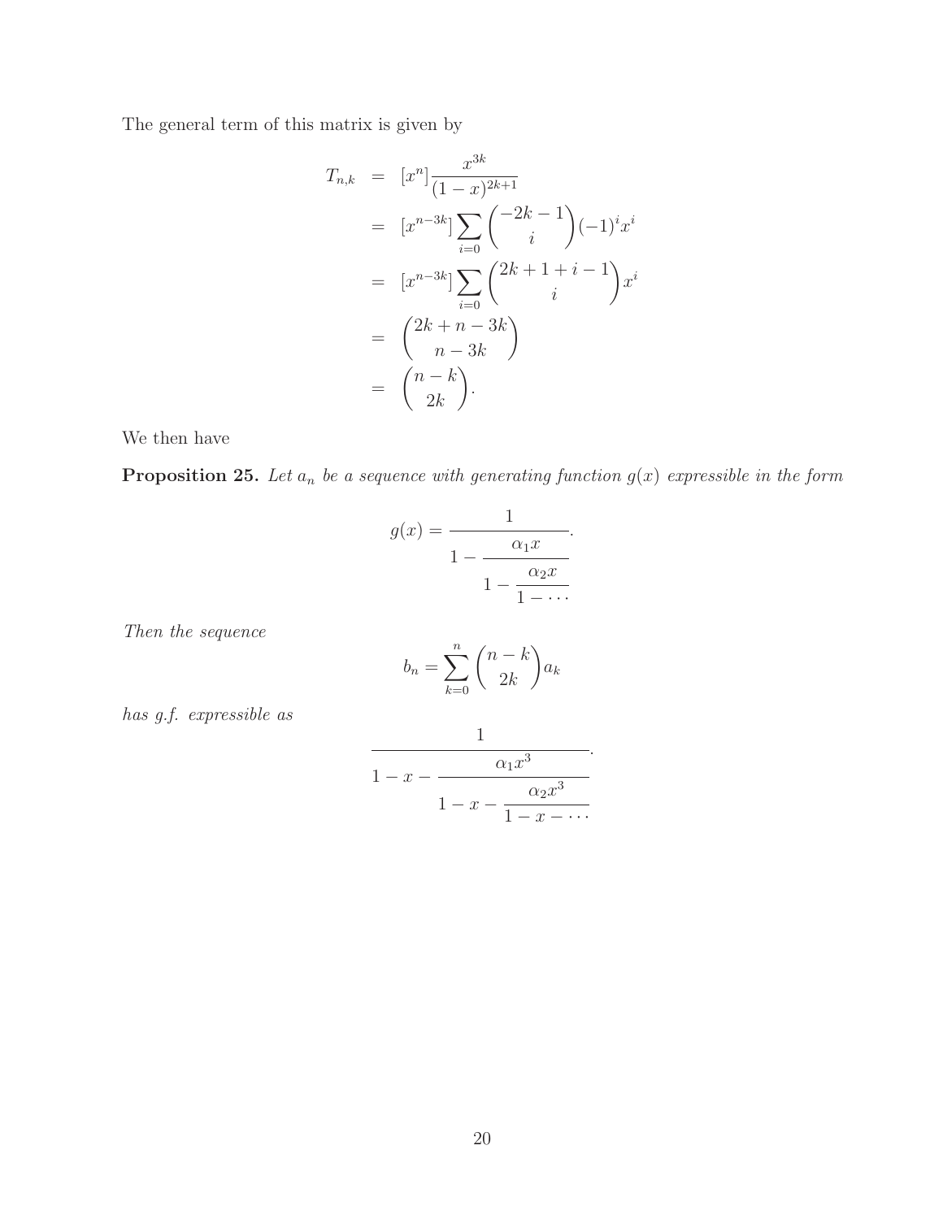The general term of this matrix is given by

$$\begin{aligned}
T_{n,k} &= [x^n]\frac{x^{3k}}{(1-x)^{2k+1}} \\
&= [x^{n-3k}]\sum_{i=0}\binom{-2k-1}{i}(-1)^i x^i \\
&= [x^{n-3k}]\sum_{i=0}\binom{2k+1+i-1}{i}x^i \\
&= \binom{2k+n-3k}{n-3k} \\
&= \binom{n-k}{2k}.
\end{aligned}$$

We then have

**Proposition 25.** *Let $a_n$ be a sequence with generating function $g(x)$ expressible in the form*

$$g(x) = \cfrac{1}{1-\cfrac{\alpha_1 x}{1-\cfrac{\alpha_2 x}{1-\cdots}}}.$$

*Then the sequence*

$$b_n = \sum_{k=0}^{n}\binom{n-k}{2k}a_k$$

*has g.f. expressible as*

$$\cfrac{1}{1-x-\cfrac{\alpha_1 x^3}{1-x-\cfrac{\alpha_2 x^3}{1-x-\cdots}}}.$$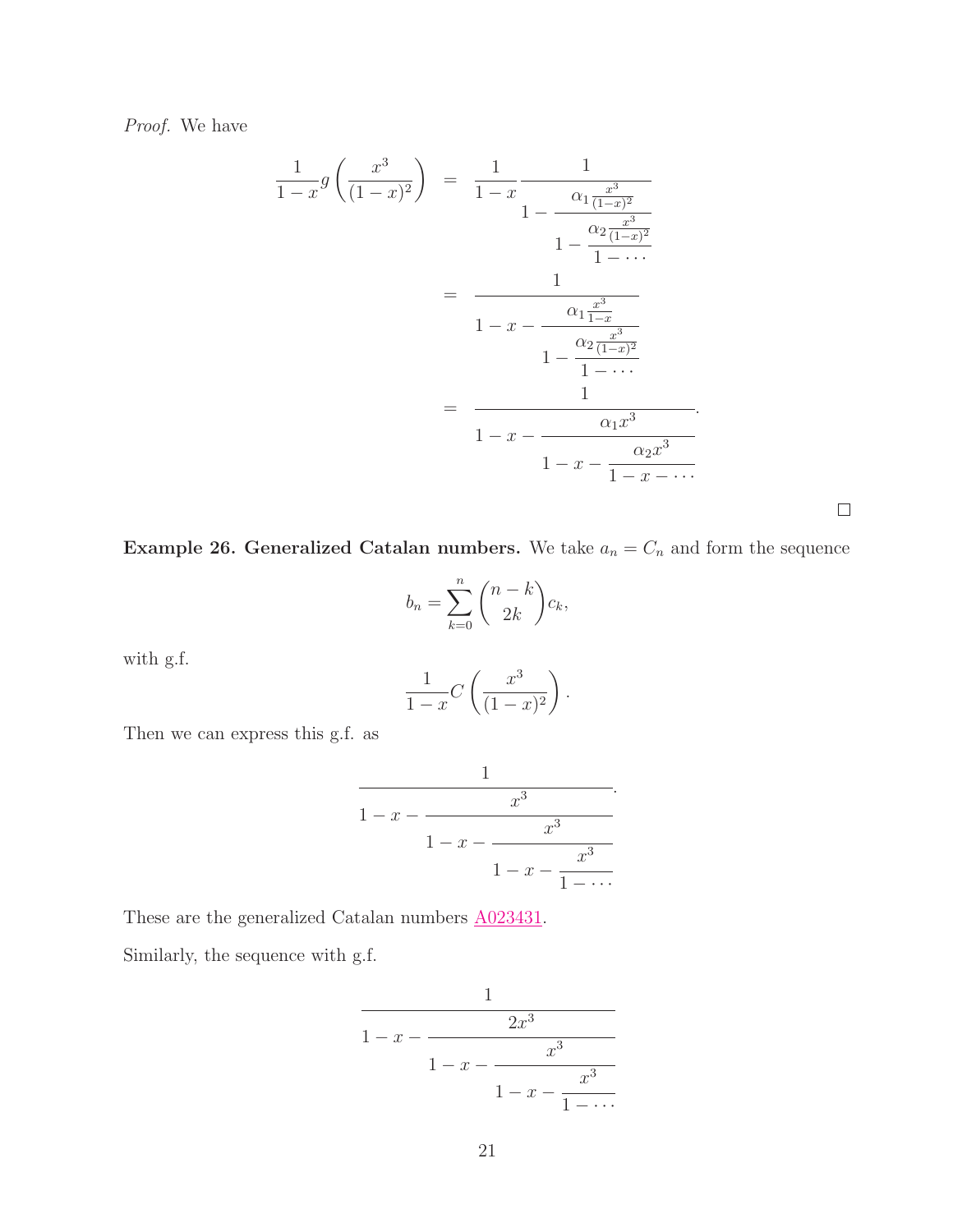*Proof.* We have

$$\begin{aligned}
\frac{1}{1-x} g\left(\frac{x^3}{(1-x)^2}\right) &= \frac{1}{1-x} \cfrac{1}{1-\cfrac{\alpha_1 \frac{x^3}{(1-x)^2}}{1-\cfrac{\alpha_2 \frac{x^3}{(1-x)^2}}{1-\cdots}}} \\
&= \cfrac{1}{1-x-\cfrac{\alpha_1 \frac{x^3}{1-x}}{1-\cfrac{\alpha_2 \frac{x^3}{(1-x)^2}}{1-\cdots}}} \\
&= \cfrac{1}{1-x-\cfrac{\alpha_1 x^3}{1-x-\cfrac{\alpha_2 x^3}{1-x-\cdots}}}.
\end{aligned}$$

□

**Example 26. Generalized Catalan numbers.** We take $a_n = C_n$ and form the sequence

$$b_n = \sum_{k=0}^{n} \binom{n-k}{2k} c_k,$$

with g.f.

$$\frac{1}{1-x} C\left(\frac{x^3}{(1-x)^2}\right).$$

Then we can express this g.f. as

$$\cfrac{1}{1-x-\cfrac{x^3}{1-x-\cfrac{x^3}{1-x-\cfrac{x^3}{1-\cdots}}}}.$$

These are the generalized Catalan numbers A023431.

Similarly, the sequence with g.f.

$$\cfrac{1}{1-x-\cfrac{2x^3}{1-x-\cfrac{x^3}{1-x-\cfrac{x^3}{1-\cdots}}}}$$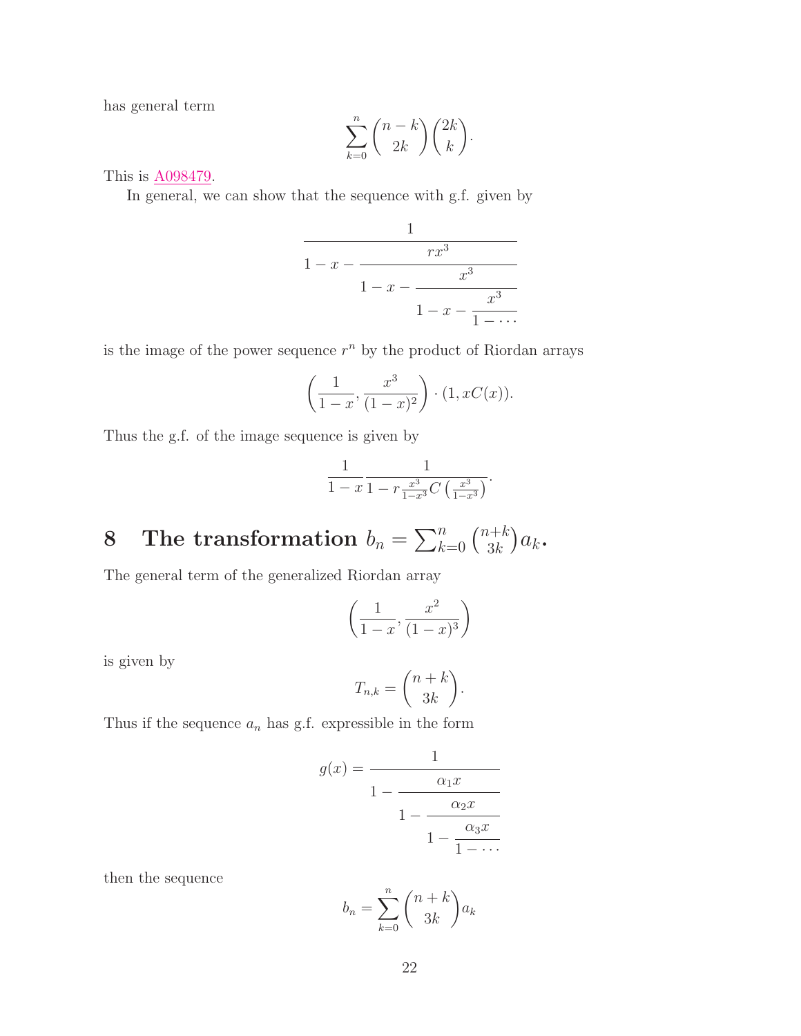has general term

$$\sum_{k=0}^{n} \binom{n-k}{2k}\binom{2k}{k}.$$

This is A098479.

In general, we can show that the sequence with g.f. given by

$$\cfrac{1}{1-x-\cfrac{rx^3}{1-x-\cfrac{x^3}{1-x-\cfrac{x^3}{1-\cdots}}}}$$

is the image of the power sequence $r^n$ by the product of Riordan arrays

$$\left(\frac{1}{1-x}, \frac{x^3}{(1-x)^2}\right) \cdot (1, xC(x)).$$

Thus the g.f. of the image sequence is given by

$$\frac{1}{1-x}\frac{1}{1-r\frac{x^3}{1-x^3}C\left(\frac{x^3}{1-x^3}\right)}.$$

# 8 The transformation $b_n = \sum_{k=0}^{n} \binom{n+k}{3k} a_k$.

The general term of the generalized Riordan array

$$\left(\frac{1}{1-x}, \frac{x^2}{(1-x)^3}\right)$$

is given by

$$T_{n,k} = \binom{n+k}{3k}.$$

Thus if the sequence $a_n$ has g.f. expressible in the form

$$g(x) = \cfrac{1}{1-\cfrac{\alpha_1 x}{1-\cfrac{\alpha_2 x}{1-\cfrac{\alpha_3 x}{1-\cdots}}}}$$

then the sequence

$$b_n = \sum_{k=0}^{n} \binom{n+k}{3k} a_k$$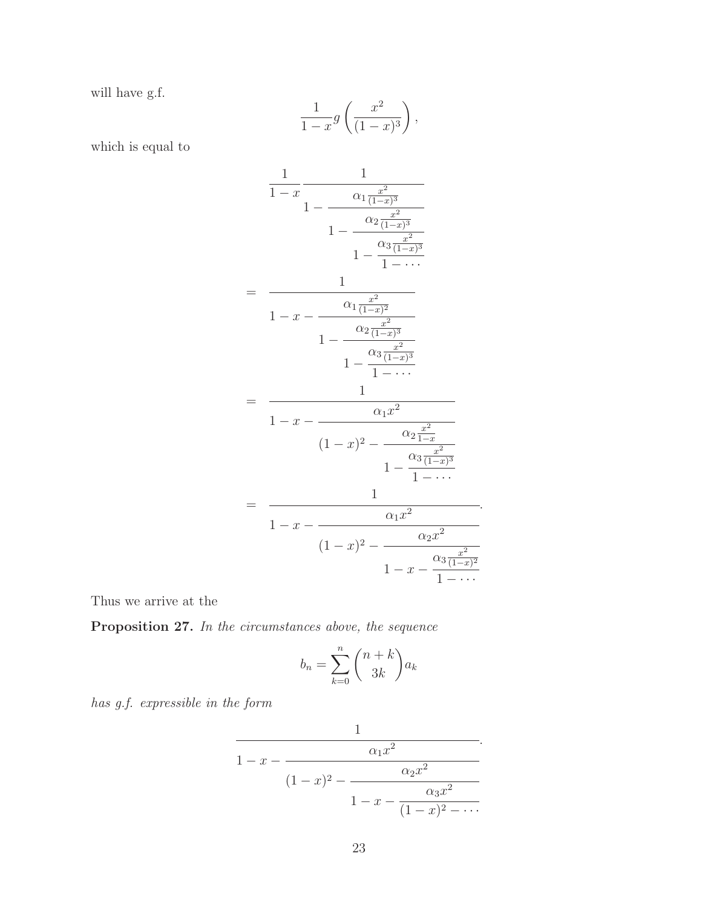will have g.f.

$$\frac{1}{1-x} g\left(\frac{x^2}{(1-x)^3}\right),$$

which is equal to

$$\frac{1}{1-x} \cfrac{1}{1-\cfrac{\alpha_1 \frac{x^2}{(1-x)^3}}{1-\cfrac{\alpha_2 \frac{x^2}{(1-x)^3}}{1-\cfrac{\alpha_3 \frac{x^2}{(1-x)^3}}{1-\cdots}}}}$$

$$= \cfrac{1}{1-x-\cfrac{\alpha_1 \frac{x^2}{(1-x)^2}}{1-\cfrac{\alpha_2 \frac{x^2}{(1-x)^3}}{1-\cfrac{\alpha_3 \frac{x^2}{(1-x)^3}}{1-\cdots}}}}$$

$$= \cfrac{1}{1-x-\cfrac{\alpha_1 x^2}{(1-x)^2-\cfrac{\alpha_2 \frac{x^2}{1-x}}{1-\cfrac{\alpha_3 \frac{x^2}{(1-x)^3}}{1-\cdots}}}}$$

$$= \cfrac{1}{1-x-\cfrac{\alpha_1 x^2}{(1-x)^2-\cfrac{\alpha_2 x^2}{1-x-\cfrac{\alpha_3 \frac{x^2}{(1-x)^2}}{1-\cdots}}}}.$$

Thus we arrive at the

**Proposition 27.** *In the circumstances above, the sequence*

$$b_n = \sum_{k=0}^{n} \binom{n+k}{3k} a_k$$

*has g.f. expressible in the form*

$$\cfrac{1}{1-x-\cfrac{\alpha_1 x^2}{(1-x)^2-\cfrac{\alpha_2 x^2}{1-x-\cfrac{\alpha_3 x^2}{(1-x)^2-\cdots}}}}.$$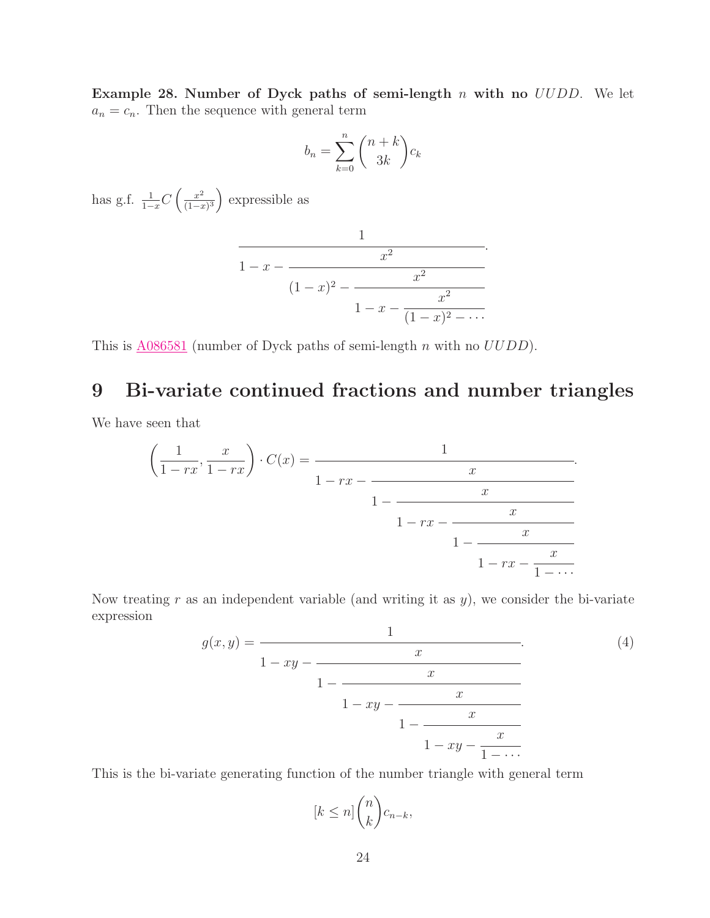**Example 28. Number of Dyck paths of semi-length $n$ with no $UUDD$.** We let $a_n = c_n$. Then the sequence with general term

$$b_n = \sum_{k=0}^{n} \binom{n+k}{3k} c_k$$

has g.f. $\frac{1}{1-x} C\left(\frac{x^2}{(1-x)^3}\right)$ expressible as

$$\cfrac{1}{1-x-\cfrac{x^2}{(1-x)^2-\cfrac{x^2}{1-x-\cfrac{x^2}{(1-x)^2-\cdots}}}}.$$

This is A086581 (number of Dyck paths of semi-length $n$ with no $UUDD$).

## 9 Bi-variate continued fractions and number triangles

We have seen that

$$\left(\frac{1}{1-rx}, \frac{x}{1-rx}\right) \cdot C(x) = \cfrac{1}{1-rx-\cfrac{x}{1-\cfrac{x}{1-rx-\cfrac{x}{1-\cfrac{x}{1-rx-\cfrac{x}{1-\cdots}}}}}}.$$

Now treating $r$ as an independent variable (and writing it as $y$), we consider the bi-variate expression

$$g(x,y) = \cfrac{1}{1-xy-\cfrac{x}{1-\cfrac{x}{1-xy-\cfrac{x}{1-\cfrac{x}{1-xy-\cfrac{x}{1-\cdots}}}}}}. \tag{4}$$

This is the bi-variate generating function of the number triangle with general term

$$[k \le n]\binom{n}{k} c_{n-k},$$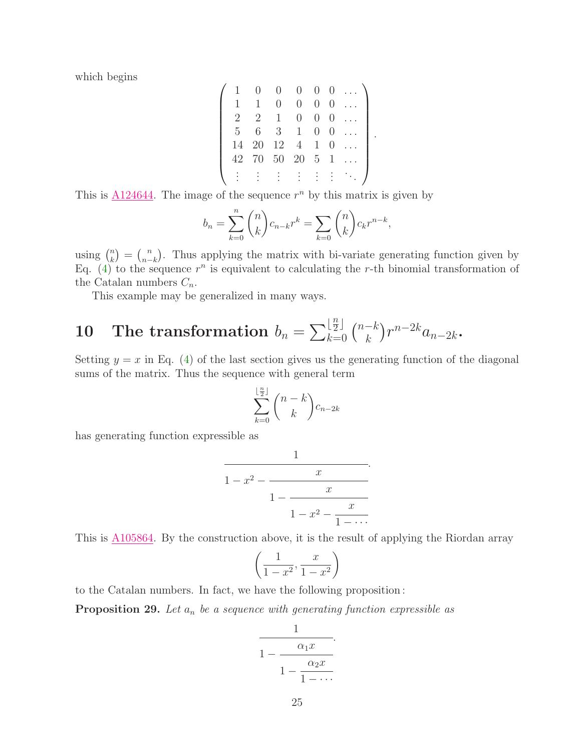which begins

$$\begin{pmatrix} 1 & 0 & 0 & 0 & 0 & 0 & \dots \\ 1 & 1 & 0 & 0 & 0 & 0 & \dots \\ 2 & 2 & 1 & 0 & 0 & 0 & \dots \\ 5 & 6 & 3 & 1 & 0 & 0 & \dots \\ 14 & 20 & 12 & 4 & 1 & 0 & \dots \\ 42 & 70 & 50 & 20 & 5 & 1 & \dots \\ \vdots & \vdots & \vdots & \vdots & \vdots & \vdots & \ddots \end{pmatrix}.$$

This is A124644. The image of the sequence $r^n$ by this matrix is given by

$$b_n = \sum_{k=0}^{n} \binom{n}{k} c_{n-k} r^k = \sum_{k=0} \binom{n}{k} c_k r^{n-k},$$

using $\binom{n}{k} = \binom{n}{n-k}$. Thus applying the matrix with bi-variate generating function given by Eq. (4) to the sequence $r^n$ is equivalent to calculating the $r$-th binomial transformation of the Catalan numbers $C_n$.

This example may be generalized in many ways.

## 10 The transformation $b_n = \sum_{k=0}^{\lfloor \frac{n}{2} \rfloor} \binom{n-k}{k} r^{n-2k} a_{n-2k}$.

Setting $y = x$ in Eq. (4) of the last section gives us the generating function of the diagonal sums of the matrix. Thus the sequence with general term

$$\sum_{k=0}^{\lfloor \frac{n}{2} \rfloor} \binom{n-k}{k} c_{n-2k}$$

has generating function expressible as

$$\cfrac{1}{1 - x^2 - \cfrac{x}{1 - \cfrac{x}{1 - x^2 - \cfrac{x}{1 - \cdots}}}}.$$

This is A105864. By the construction above, it is the result of applying the Riordan array

$$\left( \frac{1}{1-x^2}, \frac{x}{1-x^2} \right)$$

to the Catalan numbers. In fact, we have the following proposition:

**Proposition 29.** *Let $a_n$ be a sequence with generating function expressible as*

$$\cfrac{1}{1 - \cfrac{\alpha_1 x}{1 - \cfrac{\alpha_2 x}{1 - \cdots}}}.$$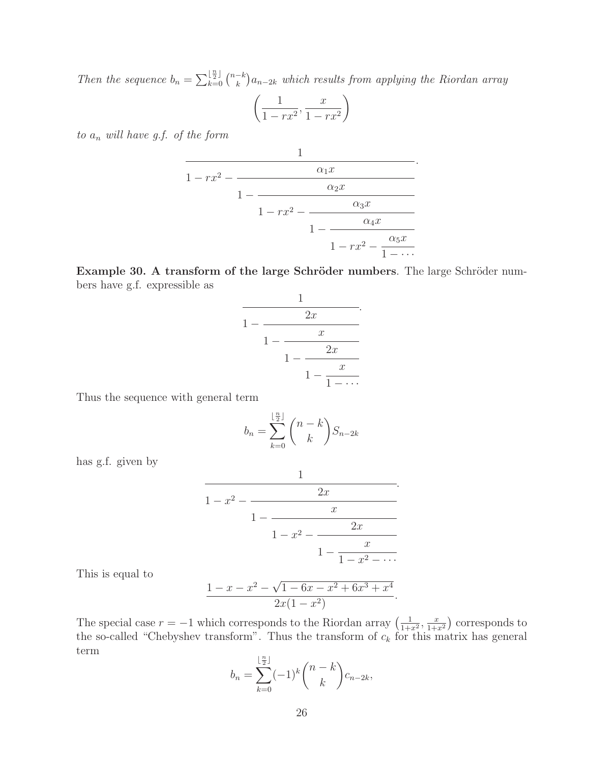*Then the sequence $b_n = \sum_{k=0}^{\lfloor \frac{n}{2} \rfloor} \binom{n-k}{k} a_{n-2k}$ which results from applying the Riordan array*

$$\left(\frac{1}{1-rx^2}, \frac{x}{1-rx^2}\right)$$

*to $a_n$ will have g.f. of the form*

$$\cfrac{1}{1-rx^2-\cfrac{\alpha_1 x}{1-\cfrac{\alpha_2 x}{1-rx^2-\cfrac{\alpha_3 x}{1-\cfrac{\alpha_4 x}{1-rx^2-\cfrac{\alpha_5 x}{1-\cdots}}}}}}.$$

**Example 30. A transform of the large Schröder numbers**. The large Schröder numbers have g.f. expressible as

$$\cfrac{1}{1-\cfrac{2x}{1-\cfrac{x}{1-\cfrac{2x}{1-\cfrac{x}{1-\cdots}}}}}.$$

Thus the sequence with general term

$$b_n = \sum_{k=0}^{\lfloor \frac{n}{2} \rfloor} \binom{n-k}{k} S_{n-2k}$$

has g.f. given by

$$\cfrac{1}{1-x^2-\cfrac{2x}{1-\cfrac{x}{1-x^2-\cfrac{2x}{1-\cfrac{x}{1-x^2-\cdots}}}}}.$$

This is equal to

$$\frac{1-x-x^2-\sqrt{1-6x-x^2+6x^3+x^4}}{2x(1-x^2)}.$$

The special case $r=-1$ which corresponds to the Riordan array $\left(\frac{1}{1+x^2}, \frac{x}{1+x^2}\right)$ corresponds to the so-called "Chebyshev transform". Thus the transform of $c_k$ for this matrix has general term

$$b_n = \sum_{k=0}^{\lfloor \frac{n}{2} \rfloor} (-1)^k \binom{n-k}{k} c_{n-2k},$$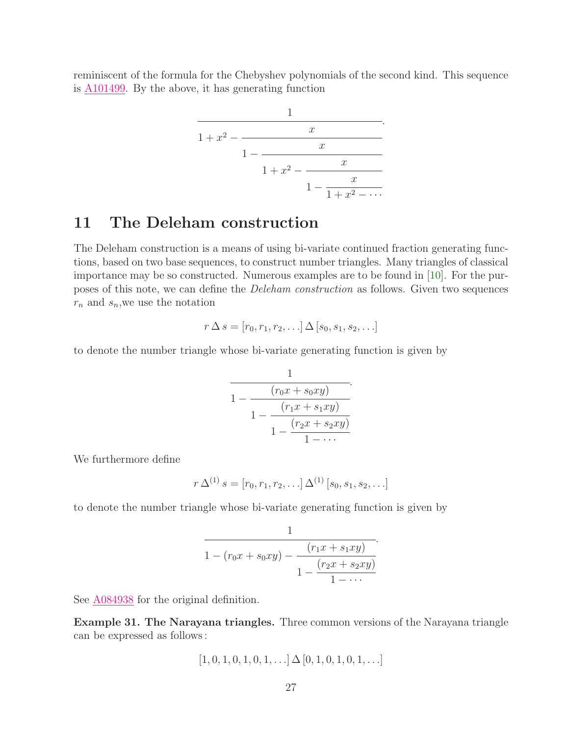reminiscent of the formula for the Chebyshev polynomials of the second kind. This sequence is A101499. By the above, it has generating function

$$\cfrac{1}{1+x^2-\cfrac{x}{1-\cfrac{x}{1+x^2-\cfrac{x}{1-\cfrac{x}{1+x^2-\cdots}}}}}.$$

## 11 The Deleham construction

The Deleham construction is a means of using bi-variate continued fraction generating functions, based on two base sequences, to construct number triangles. Many triangles of classical importance may be so constructed. Numerous examples are to be found in [10]. For the purposes of this note, we can define the *Deleham construction* as follows. Given two sequences $r_n$ and $s_n$,we use the notation

$$r\,\Delta\,s = [r_0, r_1, r_2, \ldots]\,\Delta\,[s_0, s_1, s_2, \ldots]$$

to denote the number triangle whose bi-variate generating function is given by

$$\cfrac{1}{1-\cfrac{(r_0x+s_0xy)}{1-\cfrac{(r_1x+s_1xy)}{1-\cfrac{(r_2x+s_2xy)}{1-\cdots}}}}.$$

We furthermore define

$$r\,\Delta^{(1)}\,s = [r_0, r_1, r_2, \ldots]\,\Delta^{(1)}\,[s_0, s_1, s_2, \ldots]$$

to denote the number triangle whose bi-variate generating function is given by

$$\cfrac{1}{1-(r_0x+s_0xy)-\cfrac{(r_1x+s_1xy)}{1-\cfrac{(r_2x+s_2xy)}{1-\cdots}}}.$$

See A084938 for the original definition.

**Example 31. The Narayana triangles.** Three common versions of the Narayana triangle can be expressed as follows:

$$[1, 0, 1, 0, 1, 0, 1, \ldots]\,\Delta\,[0, 1, 0, 1, 0, 1, \ldots]$$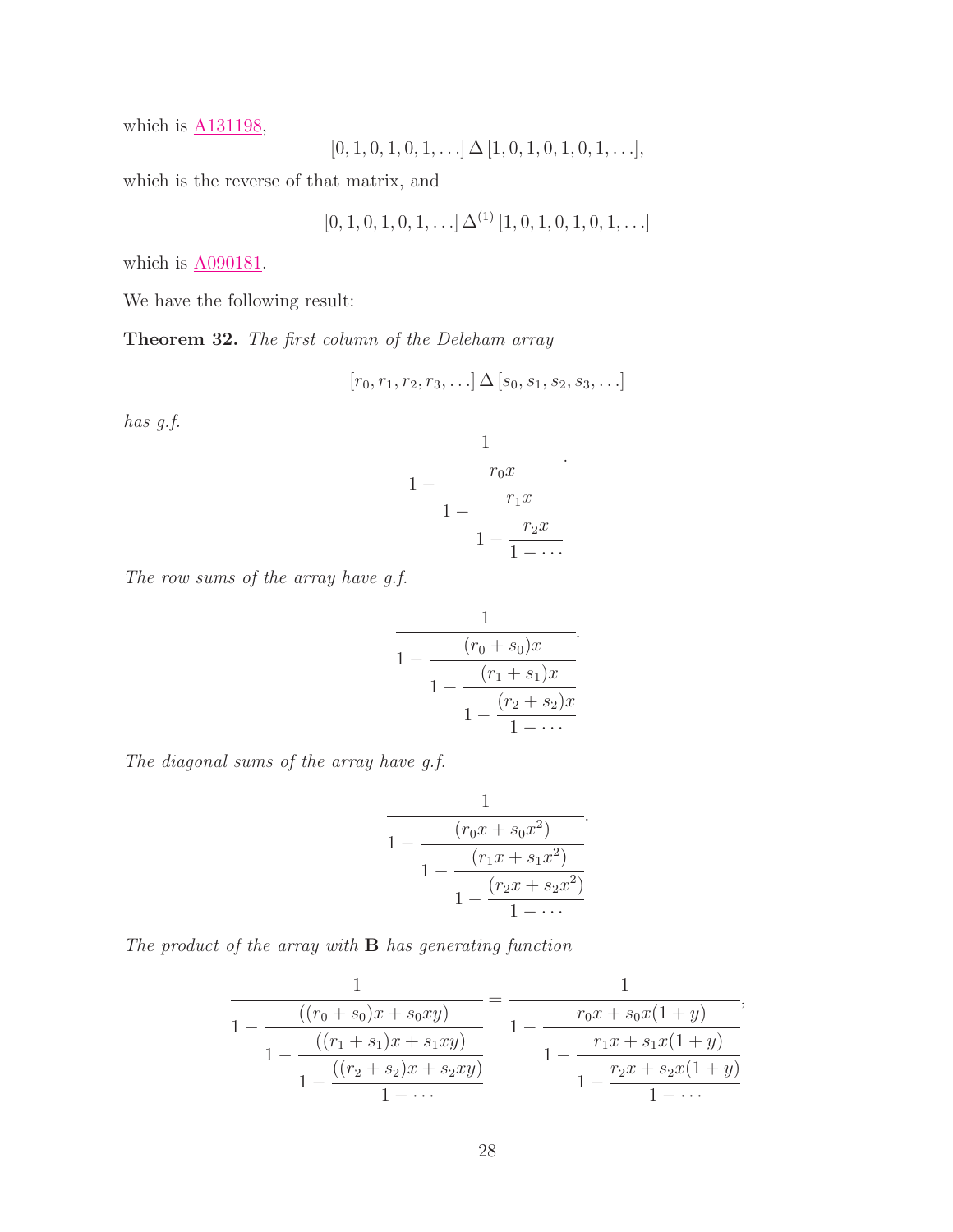which is A131198,

$$[0, 1, 0, 1, 0, 1, \ldots] \, \Delta \, [1, 0, 1, 0, 1, 0, 1, \ldots],$$

which is the reverse of that matrix, and

$$[0, 1, 0, 1, 0, 1, \ldots] \, \Delta^{(1)} \, [1, 0, 1, 0, 1, 0, 1, \ldots]$$

which is A090181.

We have the following result:

**Theorem 32.** *The first column of the Deleham array*

$$[r_0, r_1, r_2, r_3, \ldots] \, \Delta \, [s_0, s_1, s_2, s_3, \ldots]$$

*has g.f.*

$$\cfrac{1}{1 - \cfrac{r_0 x}{1 - \cfrac{r_1 x}{1 - \cfrac{r_2 x}{1 - \cdots}}}}.$$

*The row sums of the array have g.f.*

$$\cfrac{1}{1 - \cfrac{(r_0 + s_0)x}{1 - \cfrac{(r_1 + s_1)x}{1 - \cfrac{(r_2 + s_2)x}{1 - \cdots}}}}.$$

*The diagonal sums of the array have g.f.*

$$\cfrac{1}{1 - \cfrac{(r_0 x + s_0 x^2)}{1 - \cfrac{(r_1 x + s_1 x^2)}{1 - \cfrac{(r_2 x + s_2 x^2)}{1 - \cdots}}}}.$$

*The product of the array with* $\mathbf{B}$ *has generating function*

$$\cfrac{1}{1 - \cfrac{((r_0 + s_0)x + s_0 xy)}{1 - \cfrac{((r_1 + s_1)x + s_1 xy)}{1 - \cfrac{((r_2 + s_2)x + s_2 xy)}{1 - \cdots}}}} = \cfrac{1}{1 - \cfrac{r_0 x + s_0 x(1+y)}{1 - \cfrac{r_1 x + s_1 x(1+y)}{1 - \cfrac{r_2 x + s_2 x(1+y)}{1 - \cdots}}}},$$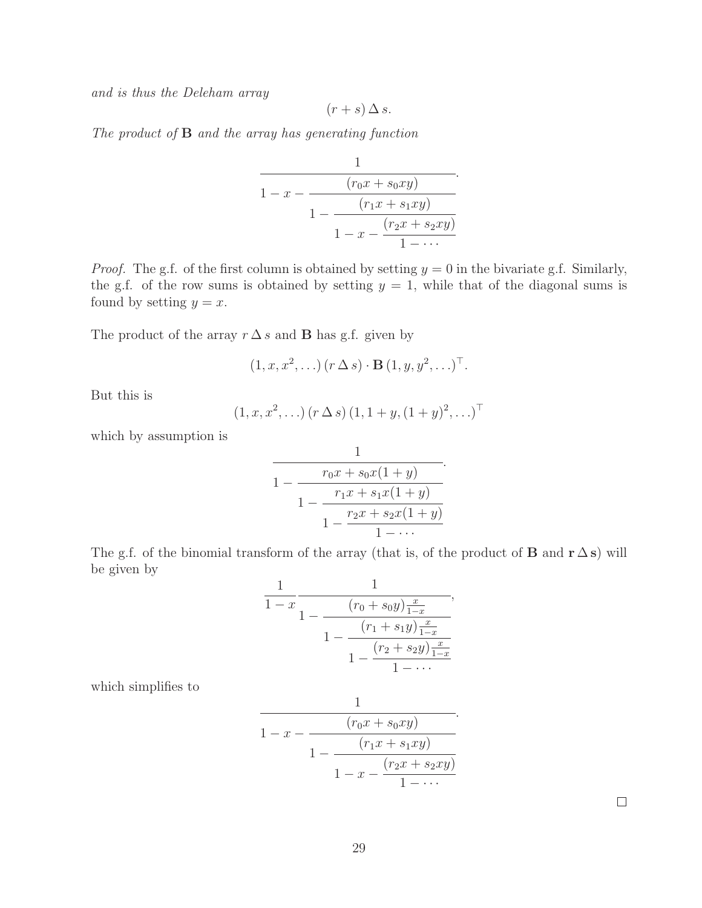*and is thus the Deleham array*

$$(r+s)\,\Delta\, s.$$

*The product of* $\mathbf{B}$ *and the array has generating function*

$$\cfrac{1}{1-x-\cfrac{(r_0x+s_0xy)}{1-\cfrac{(r_1x+s_1xy)}{1-x-\cfrac{(r_2x+s_2xy)}{1-\cdots}}}}.$$

*Proof.* The g.f. of the first column is obtained by setting $y=0$ in the bivariate g.f. Similarly, the g.f. of the row sums is obtained by setting $y=1$, while that of the diagonal sums is found by setting $y=x$.

The product of the array $r\,\Delta\, s$ and $\mathbf{B}$ has g.f. given by

$$(1,x,x^2,\ldots)\,(r\,\Delta\, s)\cdot \mathbf{B}\,(1,y,y^2,\ldots)^\top.$$

But this is

$$(1,x,x^2,\ldots)\,(r\,\Delta\, s)\,(1,1+y,(1+y)^2,\ldots)^\top$$

which by assumption is

$$\cfrac{1}{1-\cfrac{r_0x+s_0x(1+y)}{1-\cfrac{r_1x+s_1x(1+y)}{1-\cfrac{r_2x+s_2x(1+y)}{1-\cdots}}}}.$$

The g.f. of the binomial transform of the array (that is, of the product of $\mathbf{B}$ and $\mathbf{r}\,\Delta\,\mathbf{s}$) will be given by

$$\frac{1}{1-x}\cfrac{1}{1-\cfrac{(r_0+s_0y)\frac{x}{1-x}}{1-\cfrac{(r_1+s_1y)\frac{x}{1-x}}{1-\cfrac{(r_2+s_2y)\frac{x}{1-x}}{1-\cdots}}}},$$

which simplifies to

$$\cfrac{1}{1-x-\cfrac{(r_0x+s_0xy)}{1-\cfrac{(r_1x+s_1xy)}{1-x-\cfrac{(r_2x+s_2xy)}{1-\cdots}}}}.$$

□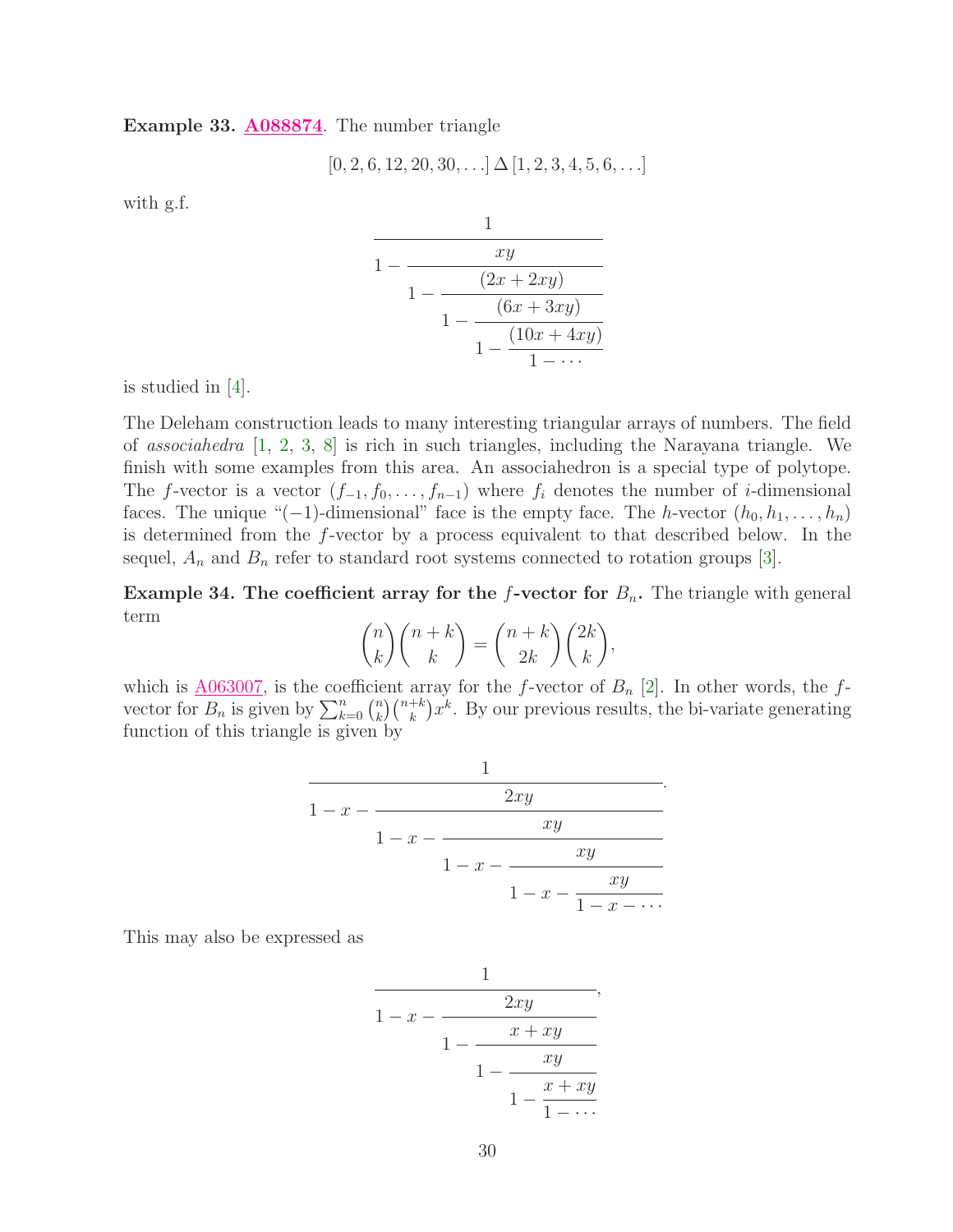**Example 33.** **A088874**. The number triangle

$$[0, 2, 6, 12, 20, 30, \ldots] \,\Delta\, [1, 2, 3, 4, 5, 6, \ldots]$$

with g.f.

$$\cfrac{1}{1 - \cfrac{xy}{1 - \cfrac{(2x + 2xy)}{1 - \cfrac{(6x + 3xy)}{1 - \cfrac{(10x + 4xy)}{1 - \cdots}}}}}$$

is studied in [4].

The Deleham construction leads to many interesting triangular arrays of numbers. The field of *associahedra* [1, 2, 3, 8] is rich in such triangles, including the Narayana triangle. We finish with some examples from this area. An associahedron is a special type of polytope. The $f$-vector is a vector $(f_{-1}, f_0, \ldots, f_{n-1})$ where $f_i$ denotes the number of $i$-dimensional faces. The unique "$(-1)$-dimensional" face is the empty face. The $h$-vector $(h_0, h_1, \ldots, h_n)$ is determined from the $f$-vector by a process equivalent to that described below. In the sequel, $A_n$ and $B_n$ refer to standard root systems connected to rotation groups [3].

**Example 34. The coefficient array for the $f$-vector for $B_n$.** The triangle with general term

$$\binom{n}{k}\binom{n+k}{k} = \binom{n+k}{2k}\binom{2k}{k},$$

which is A063007, is the coefficient array for the $f$-vector of $B_n$ [2]. In other words, the $f$-vector for $B_n$ is given by $\sum_{k=0}^{n} \binom{n}{k}\binom{n+k}{k} x^k$. By our previous results, the bi-variate generating function of this triangle is given by

$$\cfrac{1}{1 - x - \cfrac{2xy}{1 - x - \cfrac{xy}{1 - x - \cfrac{xy}{1 - x - \cfrac{xy}{1 - x - \cdots}}}}}.$$

This may also be expressed as

$$\cfrac{1}{1 - x - \cfrac{2xy}{1 - \cfrac{x + xy}{1 - \cfrac{xy}{1 - \cfrac{x + xy}{1 - \cdots}}}}},$$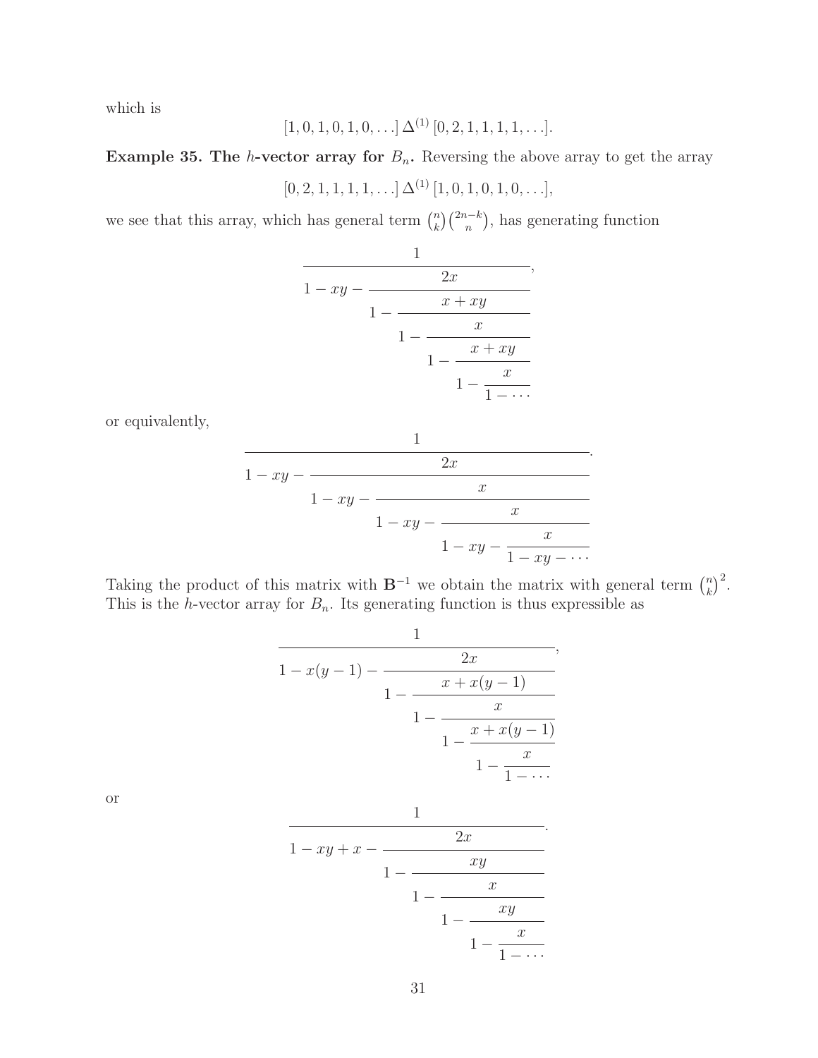which is

$$[1, 0, 1, 0, 1, 0, \ldots]\,\Delta^{(1)}\,[0, 2, 1, 1, 1, 1, \ldots].$$

**Example 35. The $h$-vector array for $B_n$.** Reversing the above array to get the array

$$[0, 2, 1, 1, 1, 1, \ldots]\,\Delta^{(1)}\,[1, 0, 1, 0, 1, 0, \ldots],$$

we see that this array, which has general term $\binom{n}{k}\binom{2n-k}{n}$, has generating function

$$\cfrac{1}{1 - xy - \cfrac{2x}{1 - \cfrac{x + xy}{1 - \cfrac{x}{1 - \cfrac{x + xy}{1 - \cfrac{x}{1 - \cdots}}}}}},$$

or equivalently,

$$\cfrac{1}{1 - xy - \cfrac{2x}{1 - xy - \cfrac{x}{1 - xy - \cfrac{x}{1 - xy - \cfrac{x}{1 - xy - \cdots}}}}}.$$

Taking the product of this matrix with $\mathbf{B}^{-1}$ we obtain the matrix with general term $\binom{n}{k}^2$. This is the $h$-vector array for $B_n$. Its generating function is thus expressible as

$$\cfrac{1}{1 - x(y-1) - \cfrac{2x}{1 - \cfrac{x + x(y-1)}{1 - \cfrac{x}{1 - \cfrac{x + x(y-1)}{1 - \cfrac{x}{1 - \cdots}}}}}},$$

or

$$\cfrac{1}{1 - xy + x - \cfrac{2x}{1 - \cfrac{xy}{1 - \cfrac{x}{1 - \cfrac{xy}{1 - \cfrac{x}{1 - \cdots}}}}}}.$$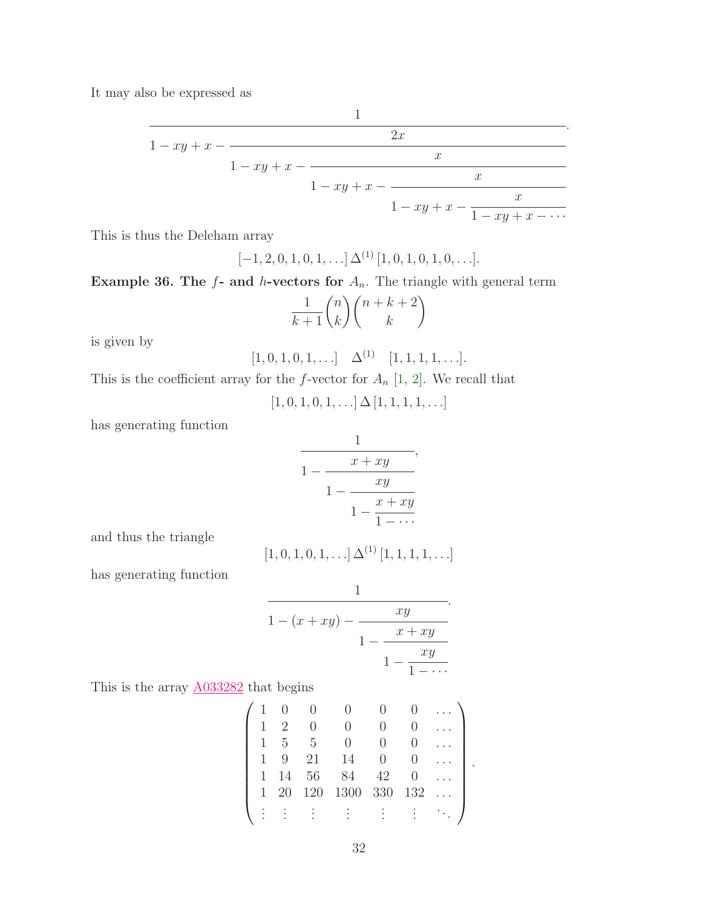It may also be expressed as

$$\cfrac{1}{1-xy+x-\cfrac{2x}{1-xy+x-\cfrac{x}{1-xy+x-\cfrac{x}{1-xy+x-\cfrac{x}{1-xy+x-\cdots}}}}}.$$

This is thus the Deleham array

$$[-1,2,0,1,0,1,\ldots]\,\Delta^{(1)}\,[1,0,1,0,1,0,\ldots].$$

**Example 36. The $f$- and $h$-vectors for $A_n$.** The triangle with general term

$$\frac{1}{k+1}\binom{n}{k}\binom{n+k+2}{k}$$

is given by

$$[1,0,1,0,1,\ldots] \quad \Delta^{(1)} \quad [1,1,1,1,\ldots].$$

This is the coefficient array for the $f$-vector for $A_n$ [1, 2]. We recall that

$$[1,0,1,0,1,\ldots]\,\Delta\,[1,1,1,1,\ldots]$$

has generating function

$$\cfrac{1}{1-\cfrac{x+xy}{1-\cfrac{xy}{1-\cfrac{x+xy}{1-\cdots}}}},$$

and thus the triangle

$$[1,0,1,0,1,\ldots]\,\Delta^{(1)}\,[1,1,1,1,\ldots]$$

has generating function

$$\cfrac{1}{1-(x+xy)-\cfrac{xy}{1-\cfrac{x+xy}{1-\cfrac{xy}{1-\cdots}}}}.$$

This is the array A033282 that begins

$$\left(\begin{array}{ccccccc}
1 & 0 & 0 & 0 & 0 & 0 & \ldots \\
1 & 2 & 0 & 0 & 0 & 0 & \ldots \\
1 & 5 & 5 & 0 & 0 & 0 & \ldots \\
1 & 9 & 21 & 14 & 0 & 0 & \ldots \\
1 & 14 & 56 & 84 & 42 & 0 & \ldots \\
1 & 20 & 120 & 1300 & 330 & 132 & \ldots \\
\vdots & \vdots & \vdots & \vdots & \vdots & \vdots & \ddots
\end{array}\right).$$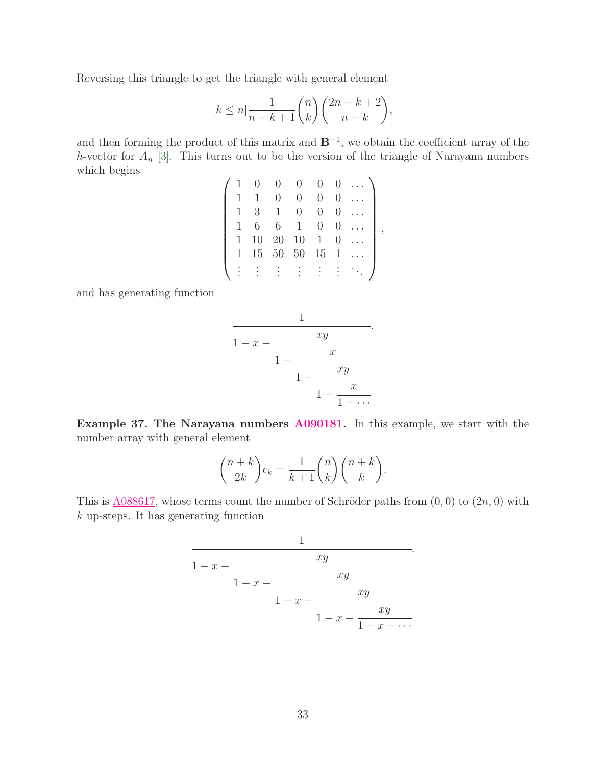Reversing this triangle to get the triangle with general element

$$[k \le n] \frac{1}{n-k+1} \binom{n}{k} \binom{2n-k+2}{n-k},$$

and then forming the product of this matrix and $\mathbf{B}^{-1}$, we obtain the coefficient array of the $h$-vector for $A_n$ [3]. This turns out to be the version of the triangle of Narayana numbers which begins

$$\left( \begin{array}{ccccccc} 1 & 0 & 0 & 0 & 0 & 0 & \ldots \\ 1 & 1 & 0 & 0 & 0 & 0 & \ldots \\ 1 & 3 & 1 & 0 & 0 & 0 & \ldots \\ 1 & 6 & 6 & 1 & 0 & 0 & \ldots \\ 1 & 10 & 20 & 10 & 1 & 0 & \ldots \\ 1 & 15 & 50 & 50 & 15 & 1 & \ldots \\ \vdots & \vdots & \vdots & \vdots & \vdots & \vdots & \ddots \end{array} \right),$$

and has generating function

$$\cfrac{1}{1-x-\cfrac{xy}{1-\cfrac{x}{1-\cfrac{xy}{1-\cfrac{x}{1-\cdots}}}}}.$$

**Example 37. The Narayana numbers A090181.** In this example, we start with the number array with general element

$$\binom{n+k}{2k} c_k = \frac{1}{k+1} \binom{n}{k} \binom{n+k}{k}.$$

This is A088617, whose terms count the number of Schröder paths from $(0,0)$ to $(2n,0)$ with $k$ up-steps. It has generating function

$$\cfrac{1}{1-x-\cfrac{xy}{1-x-\cfrac{xy}{1-x-\cfrac{xy}{1-x-\cfrac{xy}{1-x-\cdots}}}}}.$$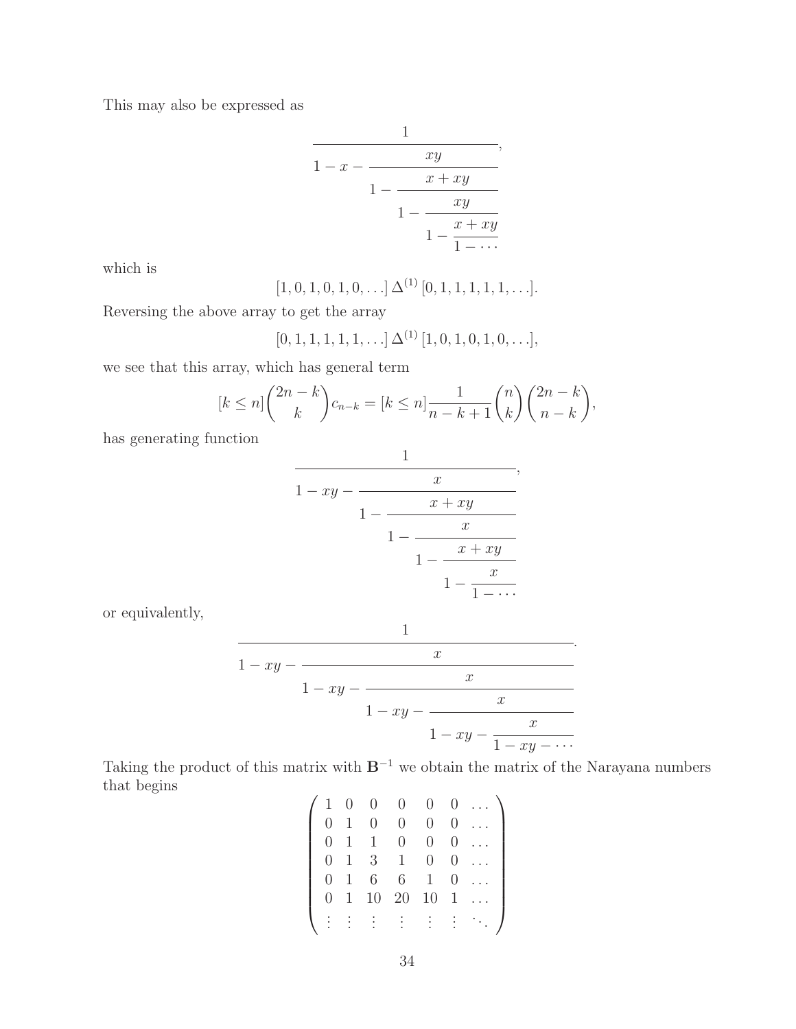This may also be expressed as

$$\cfrac{1}{1-x-\cfrac{xy}{1-\cfrac{x+xy}{1-\cfrac{xy}{1-\cfrac{x+xy}{1-\cdots}}}}},$$

which is

$$[1,0,1,0,1,0,\ldots]\,\Delta^{(1)}\,[0,1,1,1,1,1,\ldots].$$

Reversing the above array to get the array

$$[0,1,1,1,1,1,\ldots]\,\Delta^{(1)}\,[1,0,1,0,1,0,\ldots],$$

we see that this array, which has general term

$$[k\le n]\binom{2n-k}{k}c_{n-k}=[k\le n]\frac{1}{n-k+1}\binom{n}{k}\binom{2n-k}{n-k},$$

has generating function

$$\cfrac{1}{1-xy-\cfrac{x}{1-\cfrac{x+xy}{1-\cfrac{x}{1-\cfrac{x+xy}{1-\cfrac{x}{1-\cdots}}}}}},$$

or equivalently,

$$\cfrac{1}{1-xy-\cfrac{x}{1-xy-\cfrac{x}{1-xy-\cfrac{x}{1-xy-\cfrac{x}{1-xy-\cdots}}}}}.$$

Taking the product of this matrix with $\mathbf{B}^{-1}$ we obtain the matrix of the Narayana numbers that begins

$$\left(\begin{array}{ccccccc}
1 & 0 & 0 & 0 & 0 & 0 & \ldots\\
0 & 1 & 0 & 0 & 0 & 0 & \ldots\\
0 & 1 & 1 & 0 & 0 & 0 & \ldots\\
0 & 1 & 3 & 1 & 0 & 0 & \ldots\\
0 & 1 & 6 & 6 & 1 & 0 & \ldots\\
0 & 1 & 10 & 20 & 10 & 1 & \ldots\\
\vdots & \vdots & \vdots & \vdots & \vdots & \vdots & \ddots
\end{array}\right)$$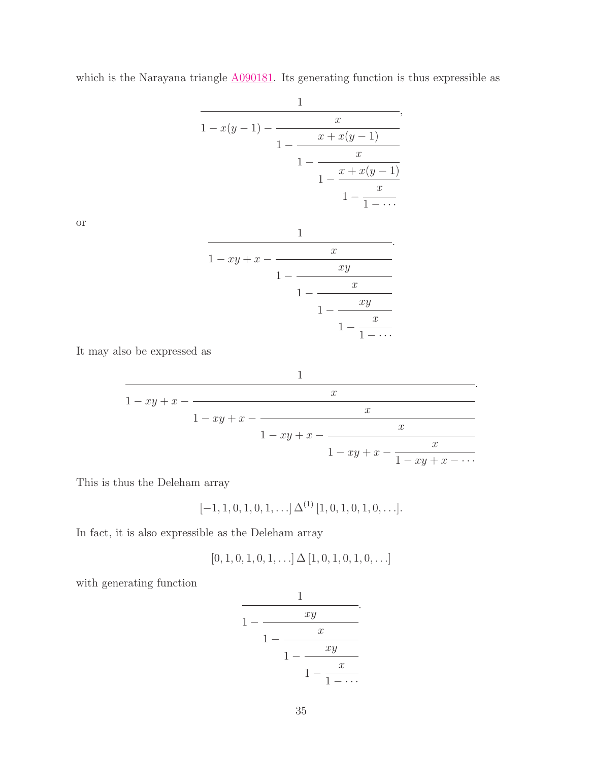which is the Narayana triangle A090181. Its generating function is thus expressible as

$$\cfrac{1}{1-x(y-1)-\cfrac{x}{1-\cfrac{x+x(y-1)}{1-\cfrac{x}{1-\cfrac{x+x(y-1)}{1-\cfrac{x}{1-\cdots}}}}}},$$

or

$$\cfrac{1}{1-xy+x-\cfrac{x}{1-\cfrac{xy}{1-\cfrac{x}{1-\cfrac{xy}{1-\cfrac{x}{1-\cdots}}}}}}.$$

It may also be expressed as

$$\cfrac{1}{1-xy+x-\cfrac{x}{1-xy+x-\cfrac{x}{1-xy+x-\cfrac{x}{1-xy+x-\cfrac{x}{1-xy+x-\cdots}}}}}.$$

This is thus the Deleham array

$$[-1,1,0,1,0,1,\ldots]\,\Delta^{(1)}\,[1,0,1,0,1,0,\ldots].$$

In fact, it is also expressible as the Deleham array

$$[0,1,0,1,0,1,\ldots]\,\Delta\,[1,0,1,0,1,0,\ldots]$$

with generating function

$$\cfrac{1}{1-\cfrac{xy}{1-\cfrac{x}{1-\cfrac{xy}{1-\cfrac{x}{1-\cdots}}}}}.$$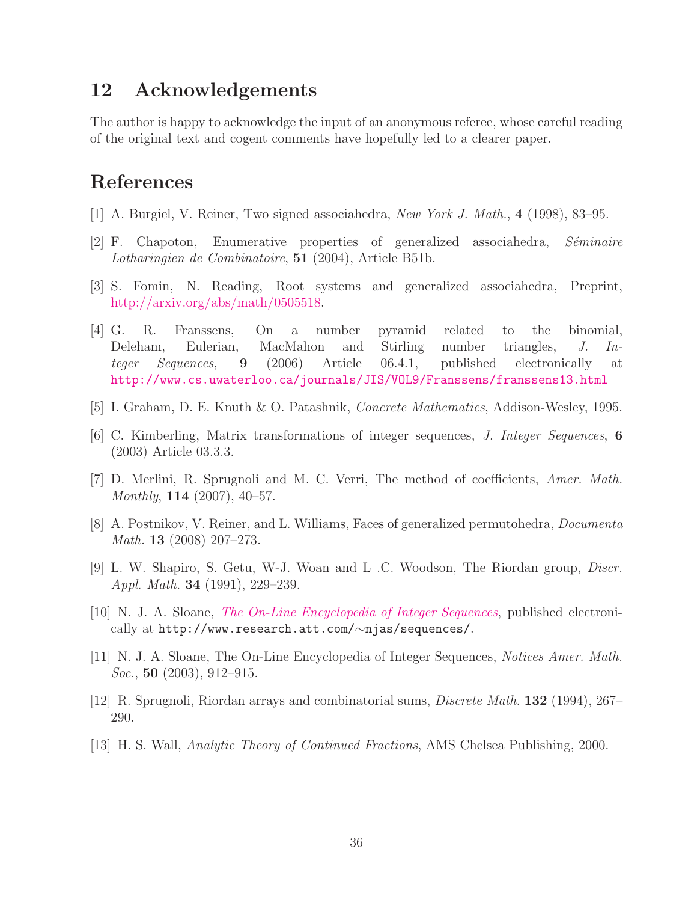## 12 Acknowledgements

The author is happy to acknowledge the input of an anonymous referee, whose careful reading of the original text and cogent comments have hopefully led to a clearer paper.

## References

[1] A. Burgiel, V. Reiner, Two signed associahedra, *New York J. Math.*, **4** (1998), 83–95.

[2] F. Chapoton, Enumerative properties of generalized associahedra, *Séminaire Lotharingien de Combinatoire*, **51** (2004), Article B51b.

[3] S. Fomin, N. Reading, Root systems and generalized associahedra, Preprint, http://arxiv.org/abs/math/0505518.

[4] G. R. Franssens, On a number pyramid related to the binomial, Deleham, Eulerian, MacMahon and Stirling number triangles, *J. Integer Sequences*, **9** (2006) Article 06.4.1, published electronically at http://www.cs.uwaterloo.ca/journals/JIS/VOL9/Franssens/franssens13.html

[5] I. Graham, D. E. Knuth & O. Patashnik, *Concrete Mathematics*, Addison-Wesley, 1995.

[6] C. Kimberling, Matrix transformations of integer sequences, *J. Integer Sequences*, **6** (2003) Article 03.3.3.

[7] D. Merlini, R. Sprugnoli and M. C. Verri, The method of coefficients, *Amer. Math. Monthly*, **114** (2007), 40–57.

[8] A. Postnikov, V. Reiner, and L. Williams, Faces of generalized permutohedra, *Documenta Math.* **13** (2008) 207–273.

[9] L. W. Shapiro, S. Getu, W-J. Woan and L .C. Woodson, The Riordan group, *Discr. Appl. Math.* **34** (1991), 229–239.

[10] N. J. A. Sloane, *The On-Line Encyclopedia of Integer Sequences*, published electronically at http://www.research.att.com/∼njas/sequences/.

[11] N. J. A. Sloane, The On-Line Encyclopedia of Integer Sequences, *Notices Amer. Math. Soc.*, **50** (2003), 912–915.

[12] R. Sprugnoli, Riordan arrays and combinatorial sums, *Discrete Math.* **132** (1994), 267–290.

[13] H. S. Wall, *Analytic Theory of Continued Fractions*, AMS Chelsea Publishing, 2000.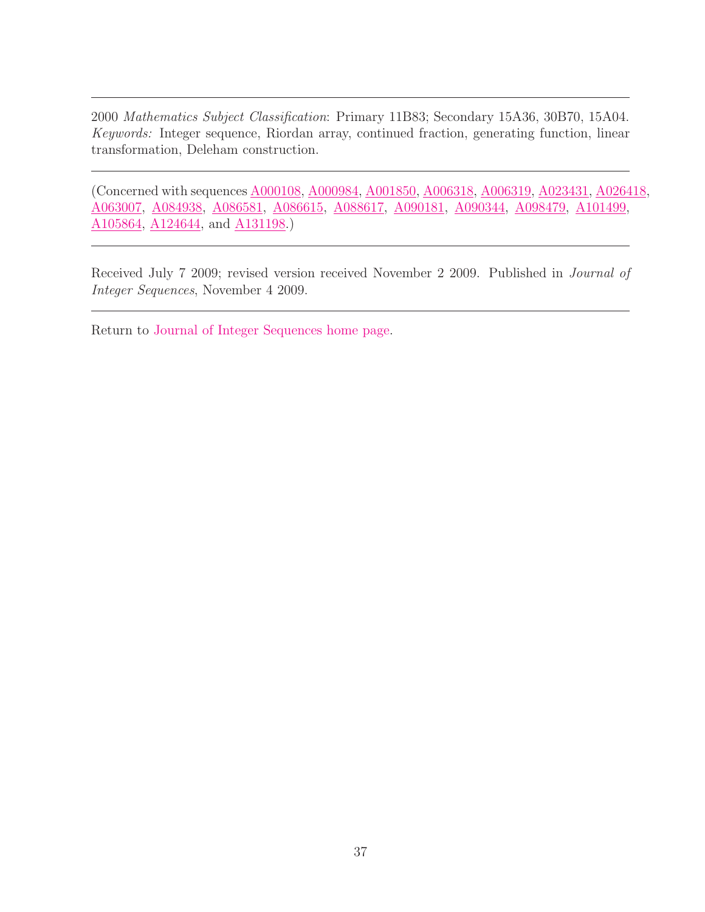---

2000 *Mathematics Subject Classification*: Primary 11B83; Secondary 15A36, 30B70, 15A04.
*Keywords:* Integer sequence, Riordan array, continued fraction, generating function, linear transformation, Deleham construction.

---

(Concerned with sequences A000108, A000984, A001850, A006318, A006319, A023431, A026418, A063007, A084938, A086581, A086615, A088617, A090181, A090344, A098479, A101499, A105864, A124644, and A131198.)

---

Received July 7 2009; revised version received November 2 2009. Published in *Journal of Integer Sequences*, November 4 2009.

---

Return to Journal of Integer Sequences home page.